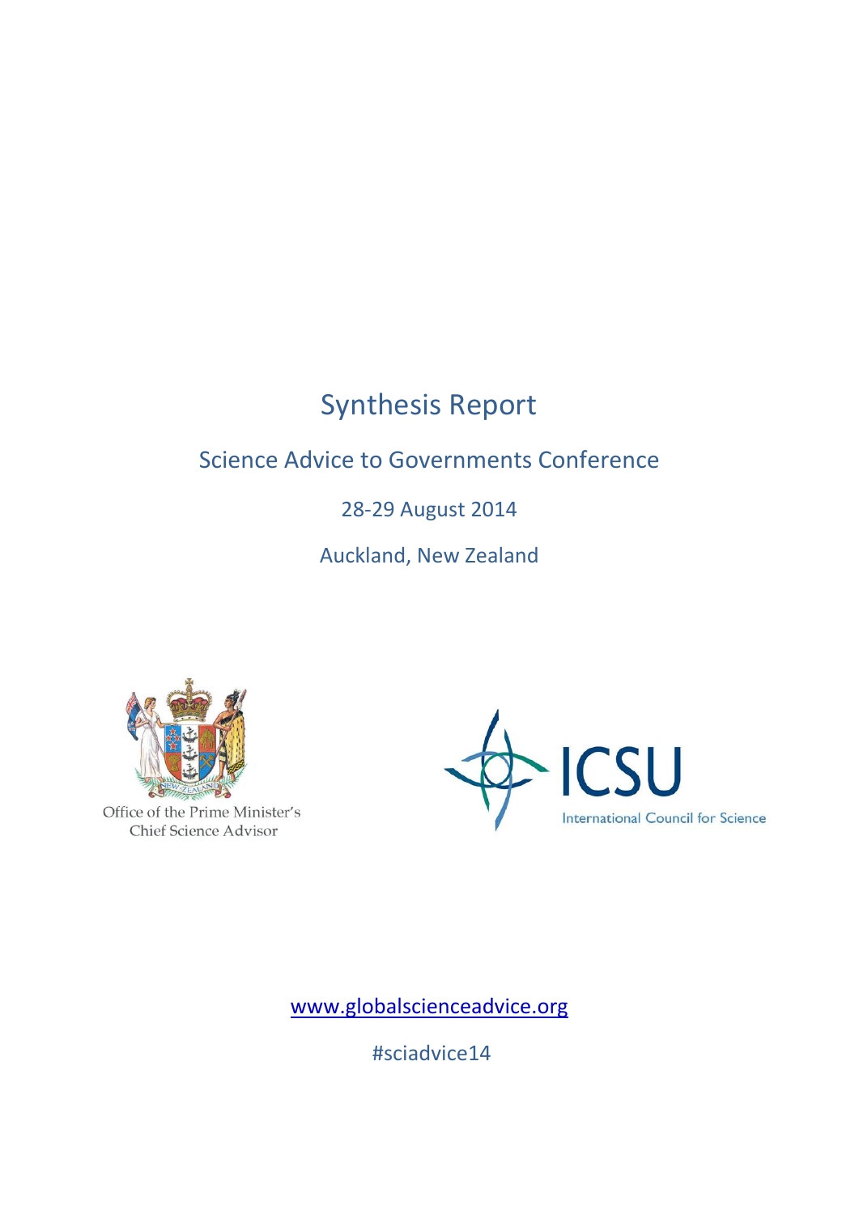# Synthesis Report

## Science Advice to Governments Conference

28-29 August 2014

Auckland, New Zealand

Office of the Prime Minister's Chief Science Advisor

ICSU International Council for Science

www.globalscienceadvice.org

#sciadvice14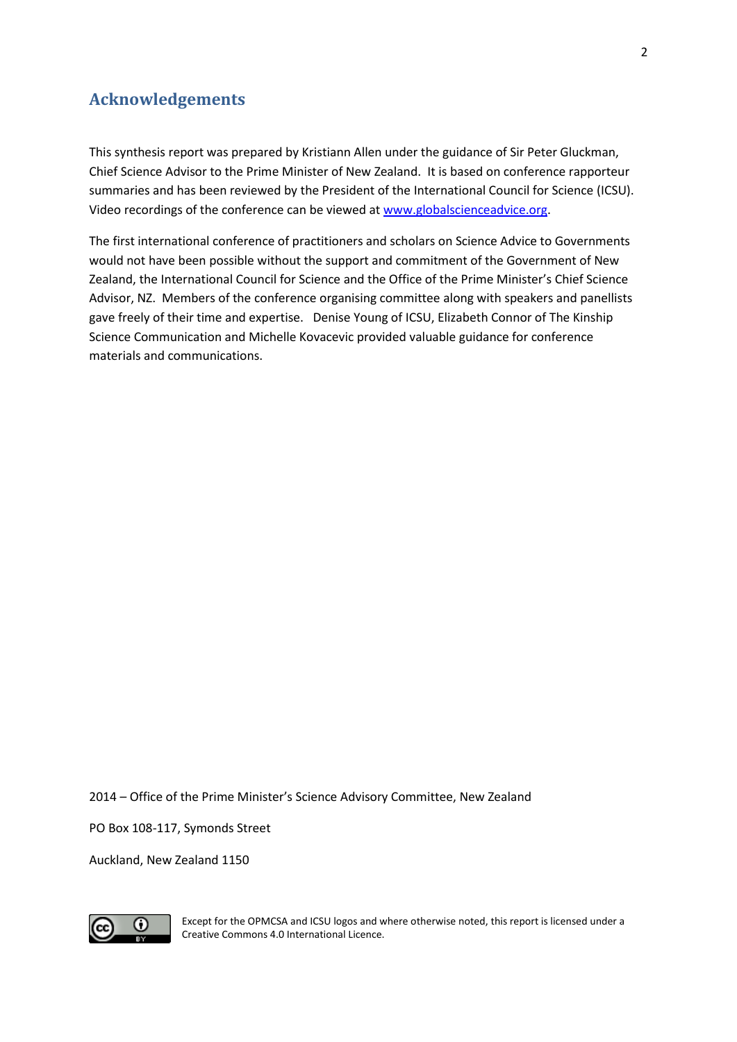## Acknowledgements

This synthesis report was prepared by Kristiann Allen under the guidance of Sir Peter Gluckman, Chief Science Advisor to the Prime Minister of New Zealand. It is based on conference rapporteur summaries and has been reviewed by the President of the International Council for Science (ICSU). Video recordings of the conference can be viewed at [www.globalscienceadvice.org](http://www.globalscienceadvice.org).

The first international conference of practitioners and scholars on Science Advice to Governments would not have been possible without the support and commitment of the Government of New Zealand, the International Council for Science and the Office of the Prime Minister's Chief Science Advisor, NZ. Members of the conference organising committee along with speakers and panellists gave freely of their time and expertise. Denise Young of ICSU, Elizabeth Connor of The Kinship Science Communication and Michelle Kovacevic provided valuable guidance for conference materials and communications.

2014 – Office of the Prime Minister's Science Advisory Committee, New Zealand

PO Box 108-117, Symonds Street

Auckland, New Zealand 1150

Except for the OPMCSA and ICSU logos and where otherwise noted, this report is licensed under a Creative Commons 4.0 International Licence.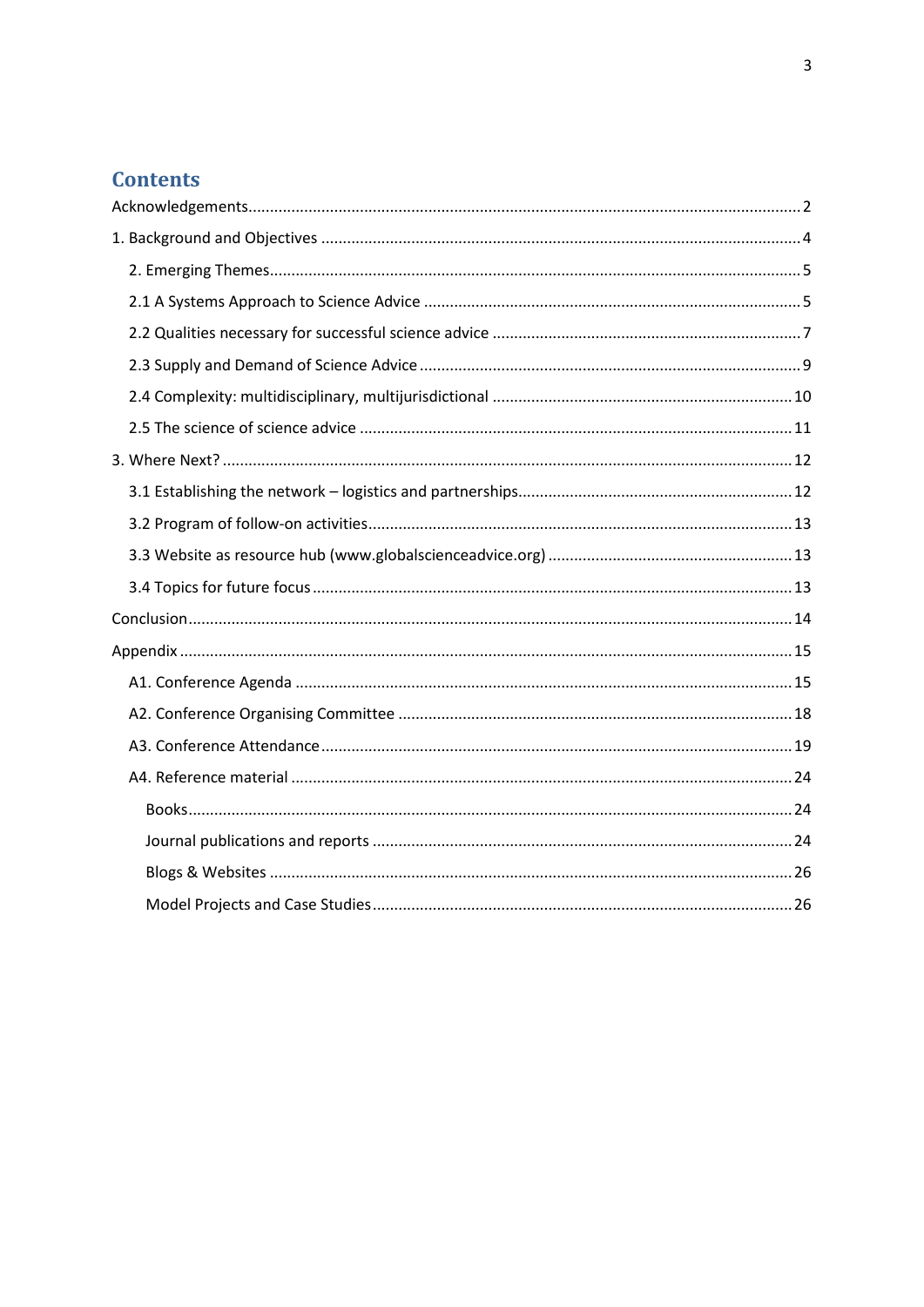## Contents

Acknowledgements....2

1. Background and Objectives....4

  2. Emerging Themes....5

  2.1 A Systems Approach to Science Advice....5

  2.2 Qualities necessary for successful science advice....7

  2.3 Supply and Demand of Science Advice....9

  2.4 Complexity: multidisciplinary, multijurisdictional....10

  2.5 The science of science advice....11

3. Where Next?....12

  3.1 Establishing the network – logistics and partnerships....12

  3.2 Program of follow-on activities....13

  3.3 Website as resource hub (www.globalscienceadvice.org)....13

  3.4 Topics for future focus....13

Conclusion....14

Appendix....15

  A1. Conference Agenda....15

  A2. Conference Organising Committee....18

  A3. Conference Attendance....19

  A4. Reference material....24

    Books....24

    Journal publications and reports....24

    Blogs & Websites....26

    Model Projects and Case Studies....26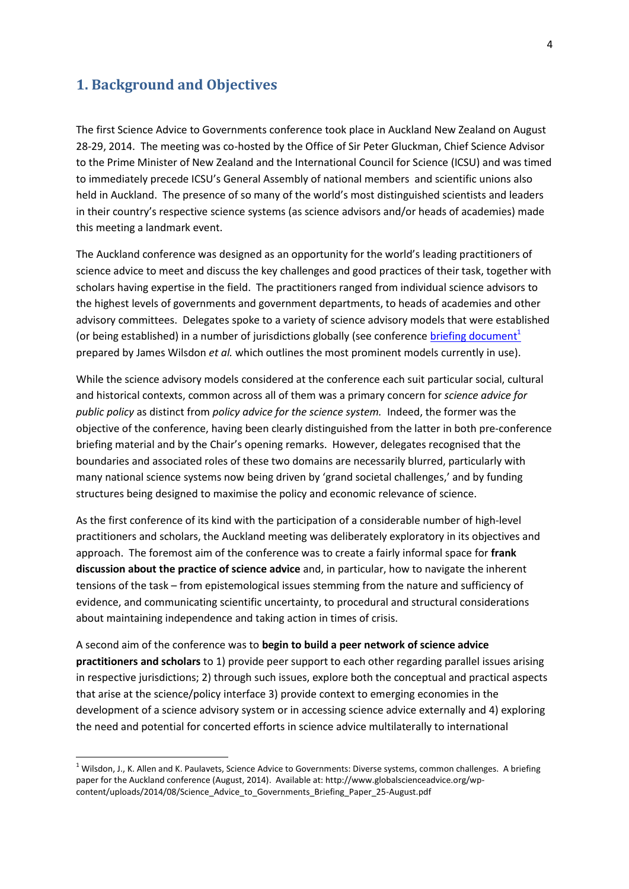## 1. Background and Objectives

The first Science Advice to Governments conference took place in Auckland New Zealand on August 28-29, 2014. The meeting was co-hosted by the Office of Sir Peter Gluckman, Chief Science Advisor to the Prime Minister of New Zealand and the International Council for Science (ICSU) and was timed to immediately precede ICSU's General Assembly of national members and scientific unions also held in Auckland. The presence of so many of the world's most distinguished scientists and leaders in their country's respective science systems (as science advisors and/or heads of academies) made this meeting a landmark event.

The Auckland conference was designed as an opportunity for the world's leading practitioners of science advice to meet and discuss the key challenges and good practices of their task, together with scholars having expertise in the field. The practitioners ranged from individual science advisors to the highest levels of governments and government departments, to heads of academies and other advisory committees. Delegates spoke to a variety of science advisory models that were established (or being established) in a number of jurisdictions globally (see conference briefing document[1] prepared by James Wilsdon *et al.* which outlines the most prominent models currently in use).

While the science advisory models considered at the conference each suit particular social, cultural and historical contexts, common across all of them was a primary concern for *science advice for public policy* as distinct from *policy advice for the science system.* Indeed, the former was the objective of the conference, having been clearly distinguished from the latter in both pre-conference briefing material and by the Chair's opening remarks. However, delegates recognised that the boundaries and associated roles of these two domains are necessarily blurred, particularly with many national science systems now being driven by 'grand societal challenges,' and by funding structures being designed to maximise the policy and economic relevance of science.

As the first conference of its kind with the participation of a considerable number of high-level practitioners and scholars, the Auckland meeting was deliberately exploratory in its objectives and approach. The foremost aim of the conference was to create a fairly informal space for **frank discussion about the practice of science advice** and, in particular, how to navigate the inherent tensions of the task – from epistemological issues stemming from the nature and sufficiency of evidence, and communicating scientific uncertainty, to procedural and structural considerations about maintaining independence and taking action in times of crisis.

A second aim of the conference was to **begin to build a peer network of science advice practitioners and scholars** to 1) provide peer support to each other regarding parallel issues arising in respective jurisdictions; 2) through such issues, explore both the conceptual and practical aspects that arise at the science/policy interface 3) provide context to emerging economies in the development of a science advisory system or in accessing science advice externally and 4) exploring the need and potential for concerted efforts in science advice multilaterally to international

---

[1] Wilsdon, J., K. Allen and K. Paulavets, Science Advice to Governments: Diverse systems, common challenges. A briefing paper for the Auckland conference (August, 2014). Available at: http://www.globalscienceadvice.org/wp-content/uploads/2014/08/Science_Advice_to_Governments_Briefing_Paper_25-August.pdf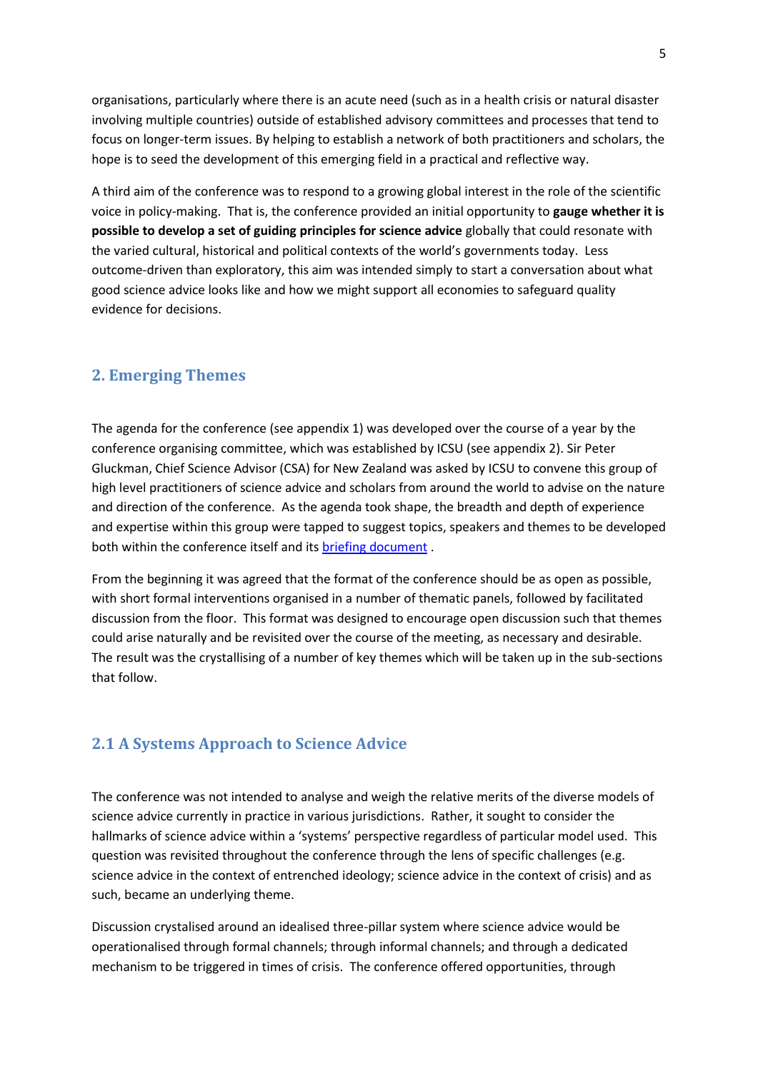organisations, particularly where there is an acute need (such as in a health crisis or natural disaster involving multiple countries) outside of established advisory committees and processes that tend to focus on longer-term issues. By helping to establish a network of both practitioners and scholars, the hope is to seed the development of this emerging field in a practical and reflective way.

A third aim of the conference was to respond to a growing global interest in the role of the scientific voice in policy-making. That is, the conference provided an initial opportunity to **gauge whether it is possible to develop a set of guiding principles for science advice** globally that could resonate with the varied cultural, historical and political contexts of the world's governments today. Less outcome-driven than exploratory, this aim was intended simply to start a conversation about what good science advice looks like and how we might support all economies to safeguard quality evidence for decisions.

## 2. Emerging Themes

The agenda for the conference (see appendix 1) was developed over the course of a year by the conference organising committee, which was established by ICSU (see appendix 2). Sir Peter Gluckman, Chief Science Advisor (CSA) for New Zealand was asked by ICSU to convene this group of high level practitioners of science advice and scholars from around the world to advise on the nature and direction of the conference. As the agenda took shape, the breadth and depth of experience and expertise within this group were tapped to suggest topics, speakers and themes to be developed both within the conference itself and its briefing document .

From the beginning it was agreed that the format of the conference should be as open as possible, with short formal interventions organised in a number of thematic panels, followed by facilitated discussion from the floor. This format was designed to encourage open discussion such that themes could arise naturally and be revisited over the course of the meeting, as necessary and desirable. The result was the crystallising of a number of key themes which will be taken up in the sub-sections that follow.

### 2.1 A Systems Approach to Science Advice

The conference was not intended to analyse and weigh the relative merits of the diverse models of science advice currently in practice in various jurisdictions. Rather, it sought to consider the hallmarks of science advice within a 'systems' perspective regardless of particular model used. This question was revisited throughout the conference through the lens of specific challenges (e.g. science advice in the context of entrenched ideology; science advice in the context of crisis) and as such, became an underlying theme.

Discussion crystalised around an idealised three-pillar system where science advice would be operationalised through formal channels; through informal channels; and through a dedicated mechanism to be triggered in times of crisis. The conference offered opportunities, through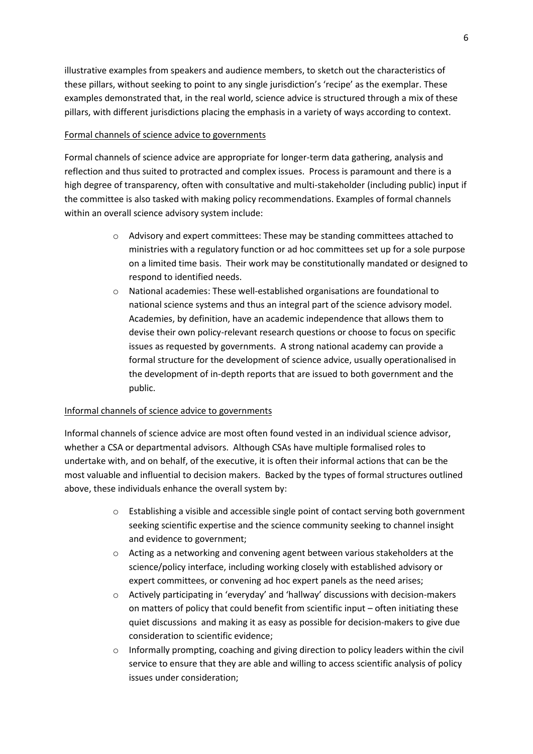illustrative examples from speakers and audience members, to sketch out the characteristics of these pillars, without seeking to point to any single jurisdiction's 'recipe' as the exemplar. These examples demonstrated that, in the real world, science advice is structured through a mix of these pillars, with different jurisdictions placing the emphasis in a variety of ways according to context.

<u>Formal channels of science advice to governments</u>

Formal channels of science advice are appropriate for longer-term data gathering, analysis and reflection and thus suited to protracted and complex issues. Process is paramount and there is a high degree of transparency, often with consultative and multi-stakeholder (including public) input if the committee is also tasked with making policy recommendations. Examples of formal channels within an overall science advisory system include:

- Advisory and expert committees: These may be standing committees attached to ministries with a regulatory function or ad hoc committees set up for a sole purpose on a limited time basis. Their work may be constitutionally mandated or designed to respond to identified needs.
- National academies: These well-established organisations are foundational to national science systems and thus an integral part of the science advisory model. Academies, by definition, have an academic independence that allows them to devise their own policy-relevant research questions or choose to focus on specific issues as requested by governments. A strong national academy can provide a formal structure for the development of science advice, usually operationalised in the development of in-depth reports that are issued to both government and the public.

<u>Informal channels of science advice to governments</u>

Informal channels of science advice are most often found vested in an individual science advisor, whether a CSA or departmental advisors. Although CSAs have multiple formalised roles to undertake with, and on behalf, of the executive, it is often their informal actions that can be the most valuable and influential to decision makers. Backed by the types of formal structures outlined above, these individuals enhance the overall system by:

- Establishing a visible and accessible single point of contact serving both government seeking scientific expertise and the science community seeking to channel insight and evidence to government;
- Acting as a networking and convening agent between various stakeholders at the science/policy interface, including working closely with established advisory or expert committees, or convening ad hoc expert panels as the need arises;
- Actively participating in 'everyday' and 'hallway' discussions with decision-makers on matters of policy that could benefit from scientific input – often initiating these quiet discussions and making it as easy as possible for decision-makers to give due consideration to scientific evidence;
- Informally prompting, coaching and giving direction to policy leaders within the civil service to ensure that they are able and willing to access scientific analysis of policy issues under consideration;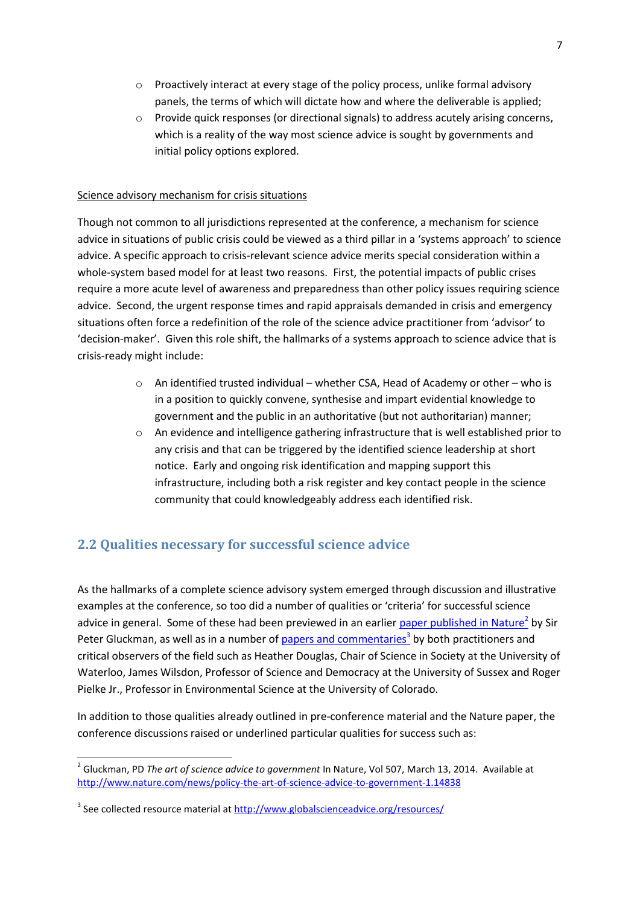- Proactively interact at every stage of the policy process, unlike formal advisory panels, the terms of which will dictate how and where the deliverable is applied;
- Provide quick responses (or directional signals) to address acutely arising concerns, which is a reality of the way most science advice is sought by governments and initial policy options explored.

Science advisory mechanism for crisis situations

Though not common to all jurisdictions represented at the conference, a mechanism for science advice in situations of public crisis could be viewed as a third pillar in a 'systems approach' to science advice. A specific approach to crisis-relevant science advice merits special consideration within a whole-system based model for at least two reasons. First, the potential impacts of public crises require a more acute level of awareness and preparedness than other policy issues requiring science advice. Second, the urgent response times and rapid appraisals demanded in crisis and emergency situations often force a redefinition of the role of the science advice practitioner from 'advisor' to 'decision-maker'. Given this role shift, the hallmarks of a systems approach to science advice that is crisis-ready might include:

- An identified trusted individual – whether CSA, Head of Academy or other – who is in a position to quickly convene, synthesise and impart evidential knowledge to government and the public in an authoritative (but not authoritarian) manner;
- An evidence and intelligence gathering infrastructure that is well established prior to any crisis and that can be triggered by the identified science leadership at short notice. Early and ongoing risk identification and mapping support this infrastructure, including both a risk register and key contact people in the science community that could knowledgeably address each identified risk.

## 2.2 Qualities necessary for successful science advice

As the hallmarks of a complete science advisory system emerged through discussion and illustrative examples at the conference, so too did a number of qualities or 'criteria' for successful science advice in general. Some of these had been previewed in an earlier paper published in Nature[2] by Sir Peter Gluckman, as well as in a number of papers and commentaries[3] by both practitioners and critical observers of the field such as Heather Douglas, Chair of Science in Society at the University of Waterloo, James Wilsdon, Professor of Science and Democracy at the University of Sussex and Roger Pielke Jr., Professor in Environmental Science at the University of Colorado.

In addition to those qualities already outlined in pre-conference material and the Nature paper, the conference discussions raised or underlined particular qualities for success such as:

[2] Gluckman, PD *The art of science advice to government* In Nature, Vol 507, March 13, 2014. Available at http://www.nature.com/news/policy-the-art-of-science-advice-to-government-1.14838

[3] See collected resource material at http://www.globalscienceadvice.org/resources/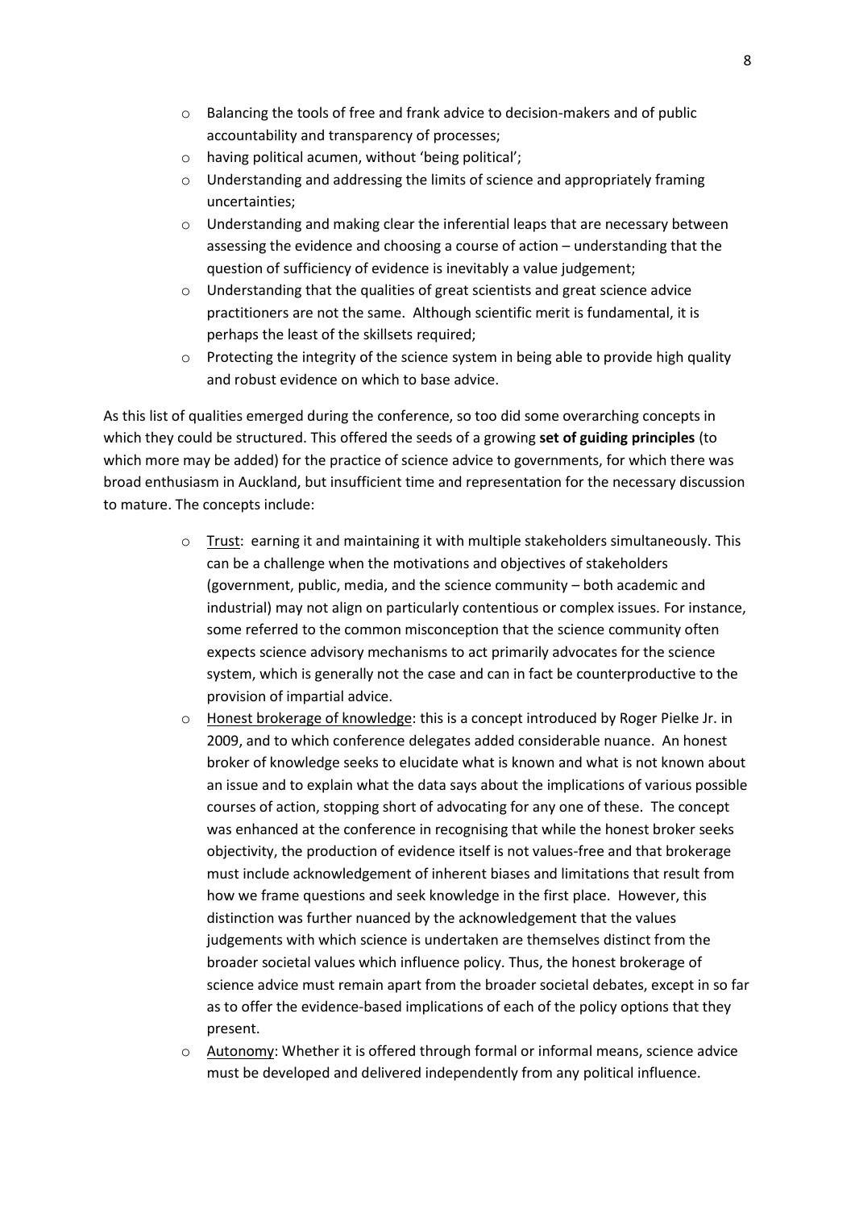- Balancing the tools of free and frank advice to decision-makers and of public accountability and transparency of processes;
- having political acumen, without 'being political';
- Understanding and addressing the limits of science and appropriately framing uncertainties;
- Understanding and making clear the inferential leaps that are necessary between assessing the evidence and choosing a course of action – understanding that the question of sufficiency of evidence is inevitably a value judgement;
- Understanding that the qualities of great scientists and great science advice practitioners are not the same. Although scientific merit is fundamental, it is perhaps the least of the skillsets required;
- Protecting the integrity of the science system in being able to provide high quality and robust evidence on which to base advice.

As this list of qualities emerged during the conference, so too did some overarching concepts in which they could be structured. This offered the seeds of a growing **set of guiding principles** (to which more may be added) for the practice of science advice to governments, for which there was broad enthusiasm in Auckland, but insufficient time and representation for the necessary discussion to mature. The concepts include:

- Trust: earning it and maintaining it with multiple stakeholders simultaneously. This can be a challenge when the motivations and objectives of stakeholders (government, public, media, and the science community – both academic and industrial) may not align on particularly contentious or complex issues. For instance, some referred to the common misconception that the science community often expects science advisory mechanisms to act primarily advocates for the science system, which is generally not the case and can in fact be counterproductive to the provision of impartial advice.
- Honest brokerage of knowledge: this is a concept introduced by Roger Pielke Jr. in 2009, and to which conference delegates added considerable nuance. An honest broker of knowledge seeks to elucidate what is known and what is not known about an issue and to explain what the data says about the implications of various possible courses of action, stopping short of advocating for any one of these. The concept was enhanced at the conference in recognising that while the honest broker seeks objectivity, the production of evidence itself is not values-free and that brokerage must include acknowledgement of inherent biases and limitations that result from how we frame questions and seek knowledge in the first place. However, this distinction was further nuanced by the acknowledgement that the values judgements with which science is undertaken are themselves distinct from the broader societal values which influence policy. Thus, the honest brokerage of science advice must remain apart from the broader societal debates, except in so far as to offer the evidence-based implications of each of the policy options that they present.
- Autonomy: Whether it is offered through formal or informal means, science advice must be developed and delivered independently from any political influence.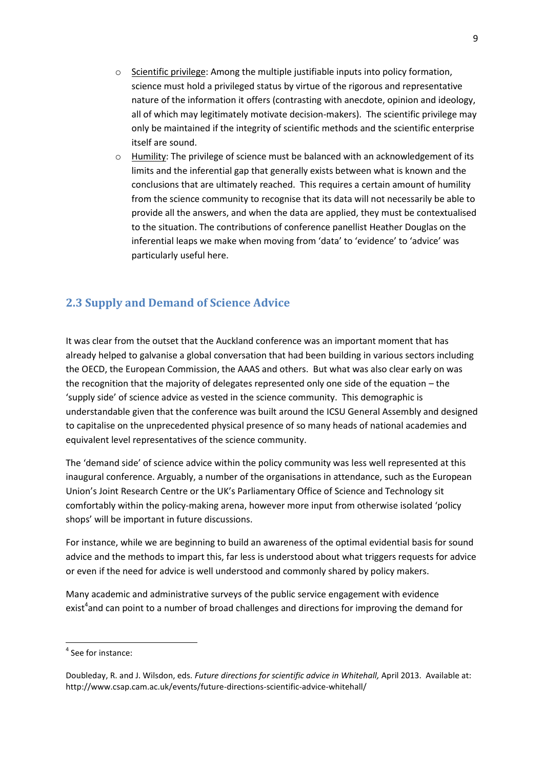- Scientific privilege: Among the multiple justifiable inputs into policy formation, science must hold a privileged status by virtue of the rigorous and representative nature of the information it offers (contrasting with anecdote, opinion and ideology, all of which may legitimately motivate decision-makers). The scientific privilege may only be maintained if the integrity of scientific methods and the scientific enterprise itself are sound.
- Humility: The privilege of science must be balanced with an acknowledgement of its limits and the inferential gap that generally exists between what is known and the conclusions that are ultimately reached. This requires a certain amount of humility from the science community to recognise that its data will not necessarily be able to provide all the answers, and when the data are applied, they must be contextualised to the situation. The contributions of conference panellist Heather Douglas on the inferential leaps we make when moving from 'data' to 'evidence' to 'advice' was particularly useful here.

## 2.3 Supply and Demand of Science Advice

It was clear from the outset that the Auckland conference was an important moment that has already helped to galvanise a global conversation that had been building in various sectors including the OECD, the European Commission, the AAAS and others. But what was also clear early on was the recognition that the majority of delegates represented only one side of the equation – the 'supply side' of science advice as vested in the science community. This demographic is understandable given that the conference was built around the ICSU General Assembly and designed to capitalise on the unprecedented physical presence of so many heads of national academies and equivalent level representatives of the science community.

The 'demand side' of science advice within the policy community was less well represented at this inaugural conference. Arguably, a number of the organisations in attendance, such as the European Union's Joint Research Centre or the UK's Parliamentary Office of Science and Technology sit comfortably within the policy-making arena, however more input from otherwise isolated 'policy shops' will be important in future discussions.

For instance, while we are beginning to build an awareness of the optimal evidential basis for sound advice and the methods to impart this, far less is understood about what triggers requests for advice or even if the need for advice is well understood and commonly shared by policy makers.

Many academic and administrative surveys of the public service engagement with evidence exist[4] and can point to a number of broad challenges and directions for improving the demand for

---

[4] See for instance:

Doubleday, R. and J. Wilsdon, eds. *Future directions for scientific advice in Whitehall,* April 2013. Available at: http://www.csap.cam.ac.uk/events/future-directions-scientific-advice-whitehall/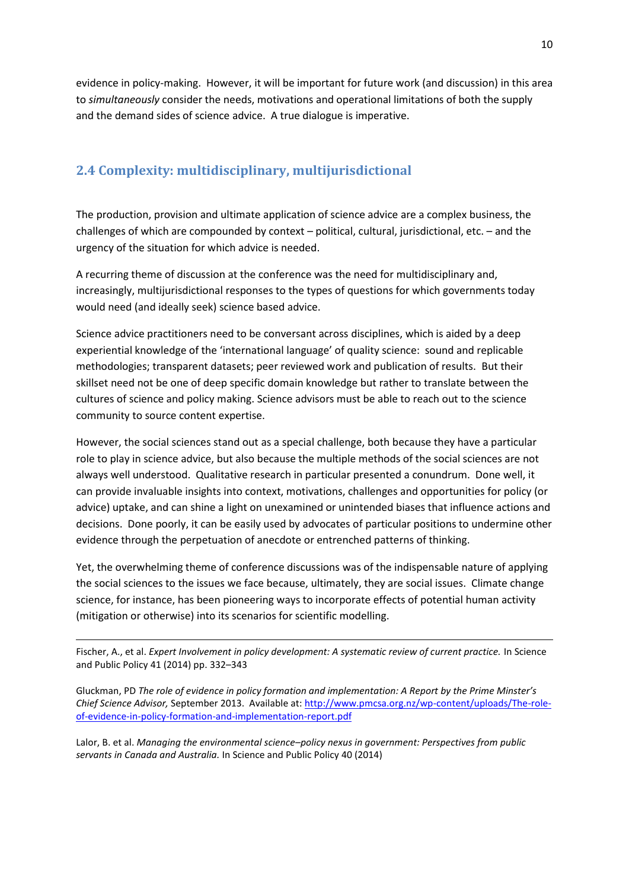evidence in policy-making. However, it will be important for future work (and discussion) in this area to *simultaneously* consider the needs, motivations and operational limitations of both the supply and the demand sides of science advice. A true dialogue is imperative.

## 2.4 Complexity: multidisciplinary, multijurisdictional

The production, provision and ultimate application of science advice are a complex business, the challenges of which are compounded by context – political, cultural, jurisdictional, etc. – and the urgency of the situation for which advice is needed.

A recurring theme of discussion at the conference was the need for multidisciplinary and, increasingly, multijurisdictional responses to the types of questions for which governments today would need (and ideally seek) science based advice.

Science advice practitioners need to be conversant across disciplines, which is aided by a deep experiential knowledge of the 'international language' of quality science: sound and replicable methodologies; transparent datasets; peer reviewed work and publication of results. But their skillset need not be one of deep specific domain knowledge but rather to translate between the cultures of science and policy making. Science advisors must be able to reach out to the science community to source content expertise.

However, the social sciences stand out as a special challenge, both because they have a particular role to play in science advice, but also because the multiple methods of the social sciences are not always well understood. Qualitative research in particular presented a conundrum. Done well, it can provide invaluable insights into context, motivations, challenges and opportunities for policy (or advice) uptake, and can shine a light on unexamined or unintended biases that influence actions and decisions. Done poorly, it can be easily used by advocates of particular positions to undermine other evidence through the perpetuation of anecdote or entrenched patterns of thinking.

Yet, the overwhelming theme of conference discussions was of the indispensable nature of applying the social sciences to the issues we face because, ultimately, they are social issues. Climate change science, for instance, has been pioneering ways to incorporate effects of potential human activity (mitigation or otherwise) into its scenarios for scientific modelling.

---

Fischer, A., et al. *Expert Involvement in policy development: A systematic review of current practice.* In Science and Public Policy 41 (2014) pp. 332–343

Gluckman, PD *The role of evidence in policy formation and implementation: A Report by the Prime Minster's Chief Science Advisor,* September 2013. Available at: http://www.pmcsa.org.nz/wp-content/uploads/The-role-of-evidence-in-policy-formation-and-implementation-report.pdf

Lalor, B. et al. *Managing the environmental science–policy nexus in government: Perspectives from public servants in Canada and Australia.* In Science and Public Policy 40 (2014)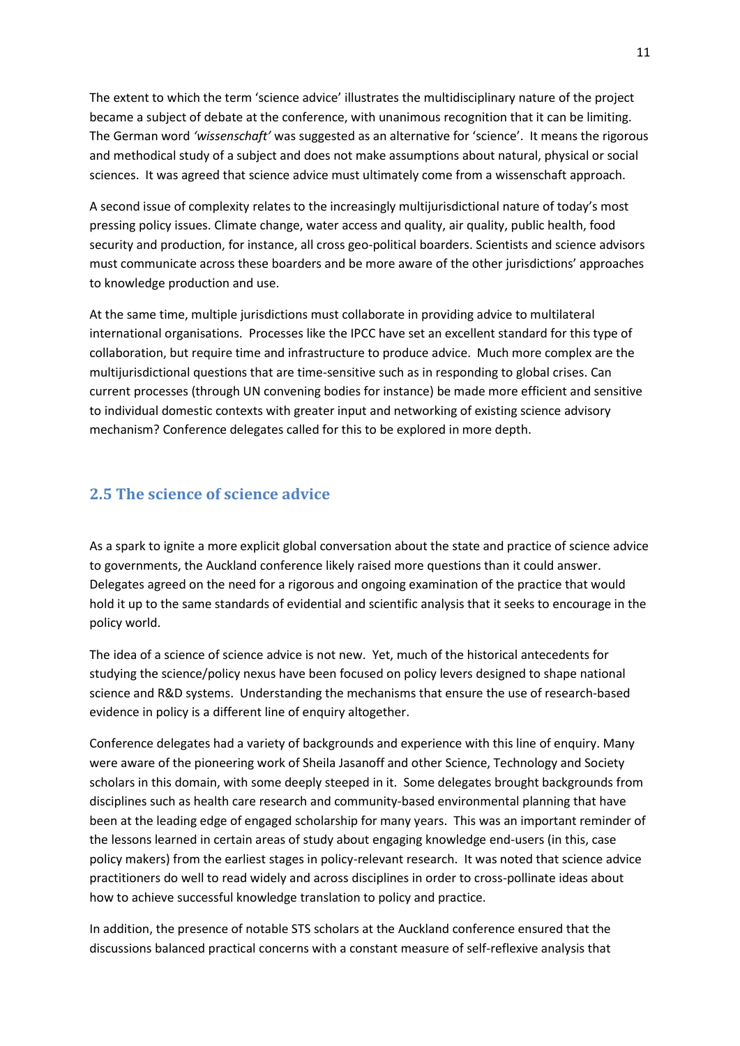The extent to which the term 'science advice' illustrates the multidisciplinary nature of the project became a subject of debate at the conference, with unanimous recognition that it can be limiting. The German word *'wissenschaft'* was suggested as an alternative for 'science'. It means the rigorous and methodical study of a subject and does not make assumptions about natural, physical or social sciences. It was agreed that science advice must ultimately come from a wissenschaft approach.

A second issue of complexity relates to the increasingly multijurisdictional nature of today's most pressing policy issues. Climate change, water access and quality, air quality, public health, food security and production, for instance, all cross geo-political boarders. Scientists and science advisors must communicate across these boarders and be more aware of the other jurisdictions' approaches to knowledge production and use.

At the same time, multiple jurisdictions must collaborate in providing advice to multilateral international organisations. Processes like the IPCC have set an excellent standard for this type of collaboration, but require time and infrastructure to produce advice. Much more complex are the multijurisdictional questions that are time-sensitive such as in responding to global crises. Can current processes (through UN convening bodies for instance) be made more efficient and sensitive to individual domestic contexts with greater input and networking of existing science advisory mechanism? Conference delegates called for this to be explored in more depth.

## 2.5 The science of science advice

As a spark to ignite a more explicit global conversation about the state and practice of science advice to governments, the Auckland conference likely raised more questions than it could answer. Delegates agreed on the need for a rigorous and ongoing examination of the practice that would hold it up to the same standards of evidential and scientific analysis that it seeks to encourage in the policy world.

The idea of a science of science advice is not new. Yet, much of the historical antecedents for studying the science/policy nexus have been focused on policy levers designed to shape national science and R&D systems. Understanding the mechanisms that ensure the use of research-based evidence in policy is a different line of enquiry altogether.

Conference delegates had a variety of backgrounds and experience with this line of enquiry. Many were aware of the pioneering work of Sheila Jasanoff and other Science, Technology and Society scholars in this domain, with some deeply steeped in it. Some delegates brought backgrounds from disciplines such as health care research and community-based environmental planning that have been at the leading edge of engaged scholarship for many years. This was an important reminder of the lessons learned in certain areas of study about engaging knowledge end-users (in this, case policy makers) from the earliest stages in policy-relevant research. It was noted that science advice practitioners do well to read widely and across disciplines in order to cross-pollinate ideas about how to achieve successful knowledge translation to policy and practice.

In addition, the presence of notable STS scholars at the Auckland conference ensured that the discussions balanced practical concerns with a constant measure of self-reflexive analysis that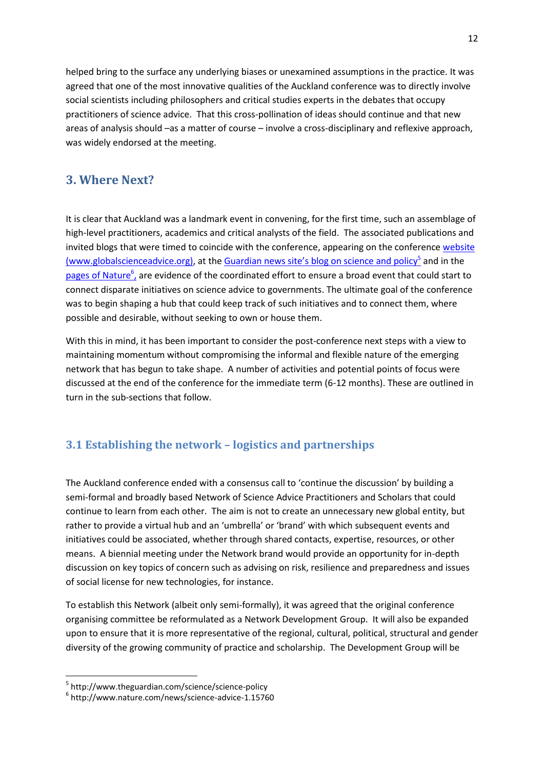helped bring to the surface any underlying biases or unexamined assumptions in the practice. It was agreed that one of the most innovative qualities of the Auckland conference was to directly involve social scientists including philosophers and critical studies experts in the debates that occupy practitioners of science advice. That this cross-pollination of ideas should continue and that new areas of analysis should –as a matter of course – involve a cross-disciplinary and reflexive approach, was widely endorsed at the meeting.

## 3. Where Next?

It is clear that Auckland was a landmark event in convening, for the first time, such an assemblage of high-level practitioners, academics and critical analysts of the field. The associated publications and invited blogs that were timed to coincide with the conference, appearing on the conference website (www.globalscienceadvice.org), at the Guardian news site's blog on science and policy[5] and in the pages of Nature[6], are evidence of the coordinated effort to ensure a broad event that could start to connect disparate initiatives on science advice to governments. The ultimate goal of the conference was to begin shaping a hub that could keep track of such initiatives and to connect them, where possible and desirable, without seeking to own or house them.

With this in mind, it has been important to consider the post-conference next steps with a view to maintaining momentum without compromising the informal and flexible nature of the emerging network that has begun to take shape. A number of activities and potential points of focus were discussed at the end of the conference for the immediate term (6-12 months). These are outlined in turn in the sub-sections that follow.

### 3.1 Establishing the network – logistics and partnerships

The Auckland conference ended with a consensus call to 'continue the discussion' by building a semi-formal and broadly based Network of Science Advice Practitioners and Scholars that could continue to learn from each other. The aim is not to create an unnecessary new global entity, but rather to provide a virtual hub and an 'umbrella' or 'brand' with which subsequent events and initiatives could be associated, whether through shared contacts, expertise, resources, or other means. A biennial meeting under the Network brand would provide an opportunity for in-depth discussion on key topics of concern such as advising on risk, resilience and preparedness and issues of social license for new technologies, for instance.

To establish this Network (albeit only semi-formally), it was agreed that the original conference organising committee be reformulated as a Network Development Group. It will also be expanded upon to ensure that it is more representative of the regional, cultural, political, structural and gender diversity of the growing community of practice and scholarship. The Development Group will be

[5] http://www.theguardian.com/science/science-policy
[6] http://www.nature.com/news/science-advice-1.15760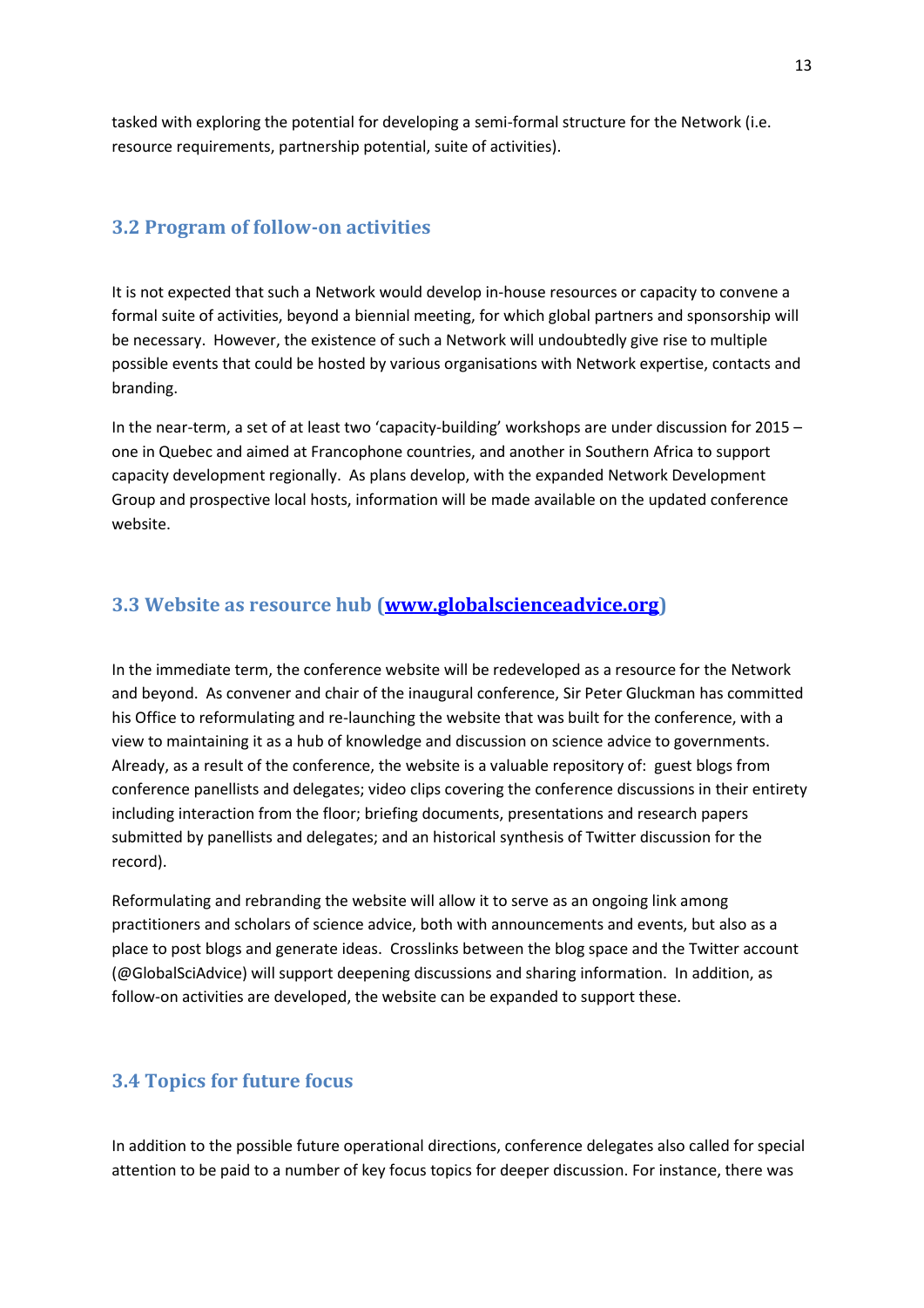tasked with exploring the potential for developing a semi-formal structure for the Network (i.e. resource requirements, partnership potential, suite of activities).

### 3.2 Program of follow-on activities

It is not expected that such a Network would develop in-house resources or capacity to convene a formal suite of activities, beyond a biennial meeting, for which global partners and sponsorship will be necessary. However, the existence of such a Network will undoubtedly give rise to multiple possible events that could be hosted by various organisations with Network expertise, contacts and branding.

In the near-term, a set of at least two 'capacity-building' workshops are under discussion for 2015 – one in Quebec and aimed at Francophone countries, and another in Southern Africa to support capacity development regionally. As plans develop, with the expanded Network Development Group and prospective local hosts, information will be made available on the updated conference website.

### 3.3 Website as resource hub ([www.globalscienceadvice.org](www.globalscienceadvice.org))

In the immediate term, the conference website will be redeveloped as a resource for the Network and beyond. As convener and chair of the inaugural conference, Sir Peter Gluckman has committed his Office to reformulating and re-launching the website that was built for the conference, with a view to maintaining it as a hub of knowledge and discussion on science advice to governments. Already, as a result of the conference, the website is a valuable repository of: guest blogs from conference panellists and delegates; video clips covering the conference discussions in their entirety including interaction from the floor; briefing documents, presentations and research papers submitted by panellists and delegates; and an historical synthesis of Twitter discussion for the record).

Reformulating and rebranding the website will allow it to serve as an ongoing link among practitioners and scholars of science advice, both with announcements and events, but also as a place to post blogs and generate ideas. Crosslinks between the blog space and the Twitter account (@GlobalSciAdvice) will support deepening discussions and sharing information. In addition, as follow-on activities are developed, the website can be expanded to support these.

### 3.4 Topics for future focus

In addition to the possible future operational directions, conference delegates also called for special attention to be paid to a number of key focus topics for deeper discussion. For instance, there was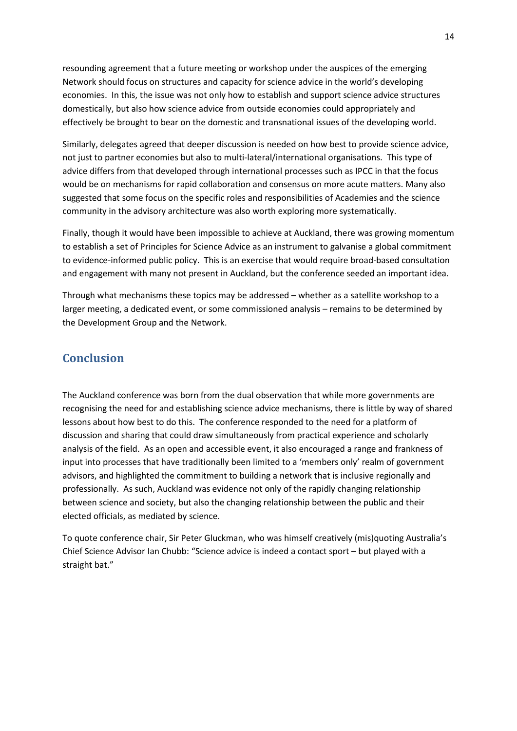resounding agreement that a future meeting or workshop under the auspices of the emerging Network should focus on structures and capacity for science advice in the world's developing economies. In this, the issue was not only how to establish and support science advice structures domestically, but also how science advice from outside economies could appropriately and effectively be brought to bear on the domestic and transnational issues of the developing world.

Similarly, delegates agreed that deeper discussion is needed on how best to provide science advice, not just to partner economies but also to multi-lateral/international organisations. This type of advice differs from that developed through international processes such as IPCC in that the focus would be on mechanisms for rapid collaboration and consensus on more acute matters. Many also suggested that some focus on the specific roles and responsibilities of Academies and the science community in the advisory architecture was also worth exploring more systematically.

Finally, though it would have been impossible to achieve at Auckland, there was growing momentum to establish a set of Principles for Science Advice as an instrument to galvanise a global commitment to evidence-informed public policy. This is an exercise that would require broad-based consultation and engagement with many not present in Auckland, but the conference seeded an important idea.

Through what mechanisms these topics may be addressed – whether as a satellite workshop to a larger meeting, a dedicated event, or some commissioned analysis – remains to be determined by the Development Group and the Network.

## Conclusion

The Auckland conference was born from the dual observation that while more governments are recognising the need for and establishing science advice mechanisms, there is little by way of shared lessons about how best to do this. The conference responded to the need for a platform of discussion and sharing that could draw simultaneously from practical experience and scholarly analysis of the field. As an open and accessible event, it also encouraged a range and frankness of input into processes that have traditionally been limited to a 'members only' realm of government advisors, and highlighted the commitment to building a network that is inclusive regionally and professionally. As such, Auckland was evidence not only of the rapidly changing relationship between science and society, but also the changing relationship between the public and their elected officials, as mediated by science.

To quote conference chair, Sir Peter Gluckman, who was himself creatively (mis)quoting Australia's Chief Science Advisor Ian Chubb: "Science advice is indeed a contact sport – but played with a straight bat."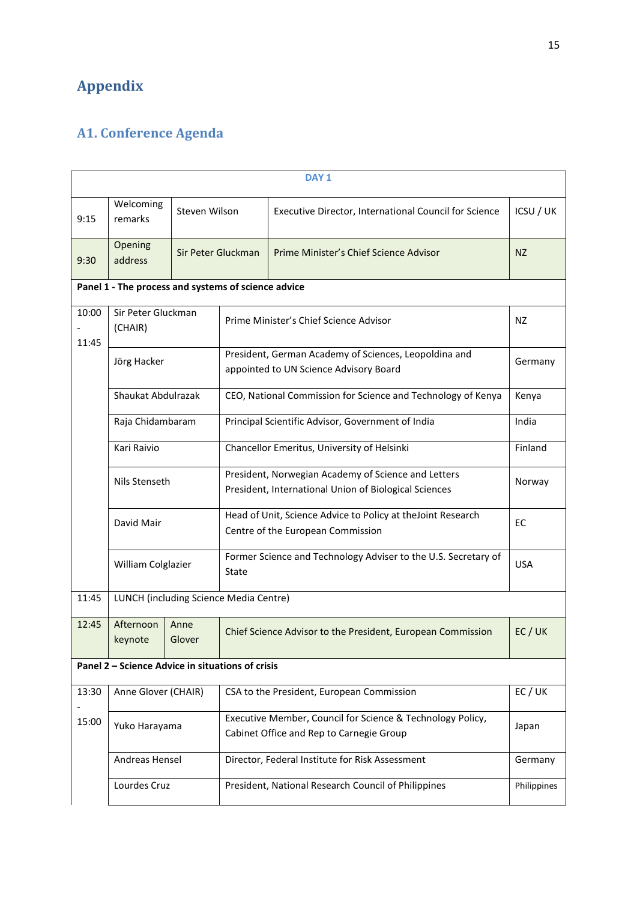# Appendix

## A1. Conference Agenda

| DAY 1 | | | |
|---|---|---|---|
| 9:15 | Welcoming remarks | Steven Wilson — Executive Director, International Council for Science | ICSU / UK |
| 9:30 | Opening address | Sir Peter Gluckman — Prime Minister's Chief Science Advisor | NZ |
| **Panel 1 - The process and systems of science advice** | | | |
| 10:00 - 11:45 | Sir Peter Gluckman (CHAIR) | Prime Minister's Chief Science Advisor | NZ |
| | Jörg Hacker | President, German Academy of Sciences, Leopoldina and appointed to UN Science Advisory Board | Germany |
| | Shaukat Abdulrazak | CEO, National Commission for Science and Technology of Kenya | Kenya |
| | Raja Chidambaram | Principal Scientific Advisor, Government of India | India |
| | Kari Raivio | Chancellor Emeritus, University of Helsinki | Finland |
| | Nils Stenseth | President, Norwegian Academy of Science and Letters<br>President, International Union of Biological Sciences | Norway |
| | David Mair | Head of Unit, Science Advice to Policy at theJoint Research Centre of the European Commission | EC |
| | William Colglazier | Former Science and Technology Adviser to the U.S. Secretary of State | USA |
| 11:45 | LUNCH (including Science Media Centre) | | |
| 12:45 | Afternoon keynote | Anne Glover — Chief Science Advisor to the President, European Commission | EC / UK |
| **Panel 2 – Science Advice in situations of crisis** | | | |
| 13:30 - 15:00 | Anne Glover (CHAIR) | CSA to the President, European Commission | EC / UK |
| | Yuko Harayama | Executive Member, Council for Science & Technology Policy, Cabinet Office and Rep to Carnegie Group | Japan |
| | Andreas Hensel | Director, Federal Institute for Risk Assessment | Germany |
| | Lourdes Cruz | President, National Research Council of Philippines | Philippines |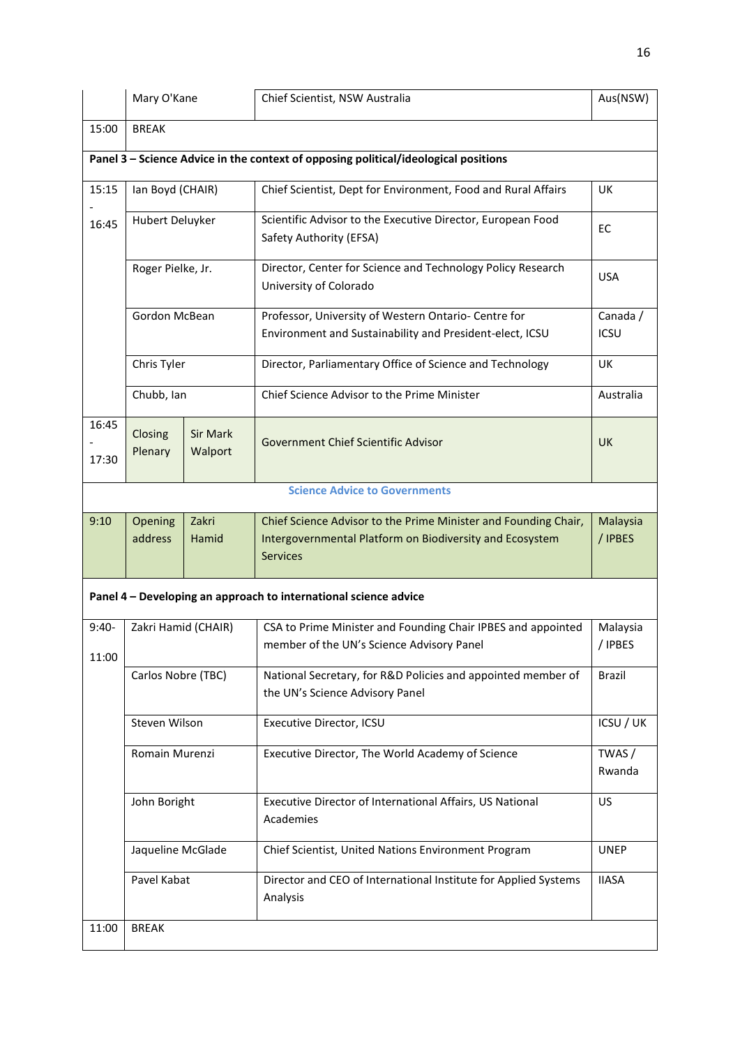| | | | | |
|---|---|---|---|---|
| | Mary O'Kane | | Chief Scientist, NSW Australia | Aus(NSW) |
| 15:00 | BREAK | | | |
| **Panel 3 – Science Advice in the context of opposing political/ideological positions** | | | | |
| 15:15 - 16:45 | Ian Boyd (CHAIR) | | Chief Scientist, Dept for Environment, Food and Rural Affairs | UK |
| | Hubert Deluyker | | Scientific Advisor to the Executive Director, European Food Safety Authority (EFSA) | EC |
| | Roger Pielke, Jr. | | Director, Center for Science and Technology Policy Research University of Colorado | USA |
| | Gordon McBean | | Professor, University of Western Ontario- Centre for Environment and Sustainability and President-elect, ICSU | Canada / ICSU |
| | Chris Tyler | | Director, Parliamentary Office of Science and Technology | UK |
| | Chubb, Ian | | Chief Science Advisor to the Prime Minister | Australia |
| 16:45 - 17:30 | Closing Plenary | Sir Mark Walport | Government Chief Scientific Advisor | UK |
| **Science Advice to Governments** | | | | |
| 9:10 | Opening address | Zakri Hamid | Chief Science Advisor to the Prime Minister and Founding Chair, Intergovernmental Platform on Biodiversity and Ecosystem Services | Malaysia / IPBES |
| **Panel 4 – Developing an approach to international science advice** | | | | |
| 9:40- 11:00 | Zakri Hamid (CHAIR) | | CSA to Prime Minister and Founding Chair IPBES and appointed member of the UN's Science Advisory Panel | Malaysia / IPBES |
| | Carlos Nobre (TBC) | | National Secretary, for R&D Policies and appointed member of the UN's Science Advisory Panel | Brazil |
| | Steven Wilson | | Executive Director, ICSU | ICSU / UK |
| | Romain Murenzi | | Executive Director, The World Academy of Science | TWAS / Rwanda |
| | John Boright | | Executive Director of International Affairs, US National Academies | US |
| | Jaqueline McGlade | | Chief Scientist, United Nations Environment Program | UNEP |
| | Pavel Kabat | | Director and CEO of International Institute for Applied Systems Analysis | IIASA |
| 11:00 | BREAK | | | |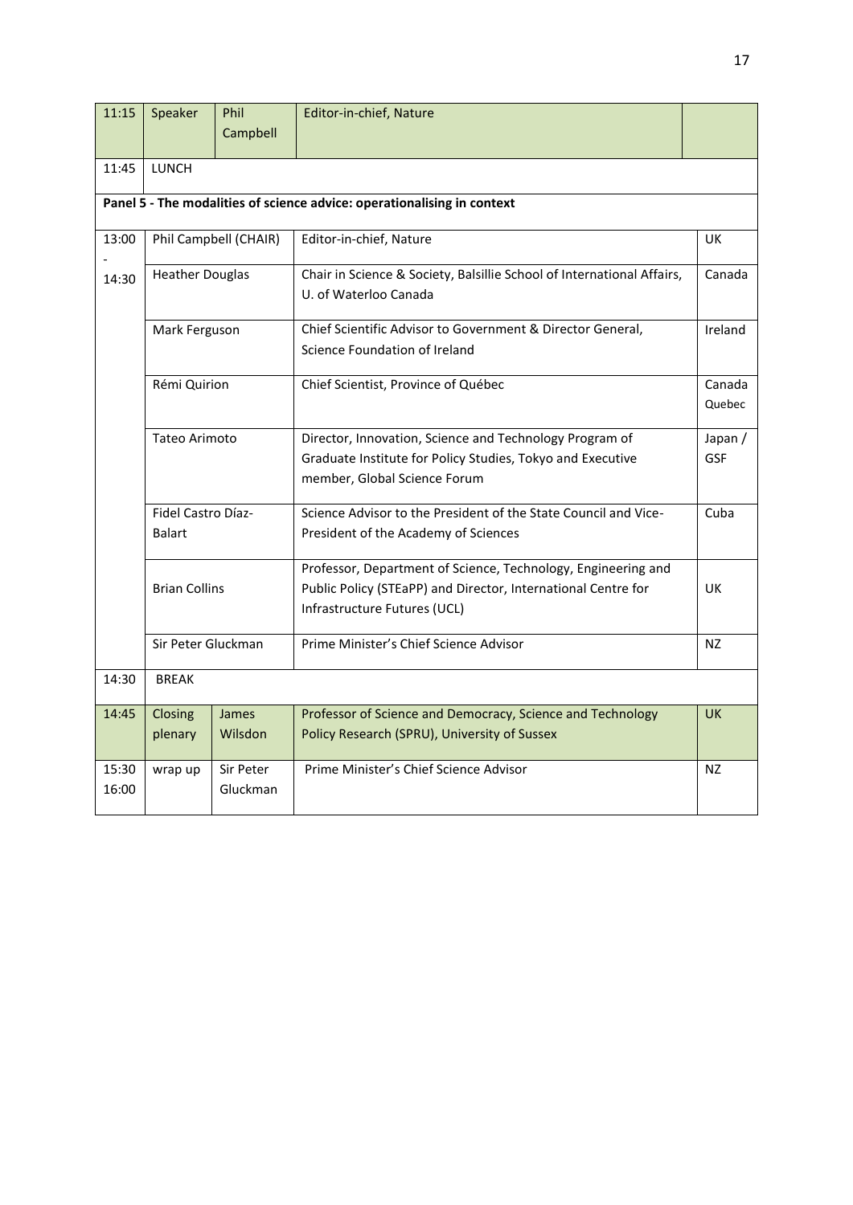| Time | Role | Name | Position | Country |
|---|---|---|---|---|
| 11:15 | Speaker | Phil Campbell | Editor-in-chief, Nature | |
| 11:45 | LUNCH | | | |
| **Panel 5 - The modalities of science advice: operationalising in context** | | | | |
| 13:00 - 14:30 | Phil Campbell (CHAIR) | | Editor-in-chief, Nature | UK |
| | Heather Douglas | | Chair in Science & Society, Balsillie School of International Affairs, U. of Waterloo Canada | Canada |
| | Mark Ferguson | | Chief Scientific Advisor to Government & Director General, Science Foundation of Ireland | Ireland |
| | Rémi Quirion | | Chief Scientist, Province of Québec | Canada Quebec |
| | Tateo Arimoto | | Director, Innovation, Science and Technology Program of Graduate Institute for Policy Studies, Tokyo and Executive member, Global Science Forum | Japan / GSF |
| | Fidel Castro Díaz-Balart | | Science Advisor to the President of the State Council and Vice-President of the Academy of Sciences | Cuba |
| | Brian Collins | | Professor, Department of Science, Technology, Engineering and Public Policy (STEaPP) and Director, International Centre for Infrastructure Futures (UCL) | UK |
| | Sir Peter Gluckman | | Prime Minister's Chief Science Advisor | NZ |
| 14:30 | BREAK | | | |
| 14:45 | Closing plenary | James Wilsdon | Professor of Science and Democracy, Science and Technology Policy Research (SPRU), University of Sussex | UK |
| 15:30 16:00 | wrap up | Sir Peter Gluckman | Prime Minister's Chief Science Advisor | NZ |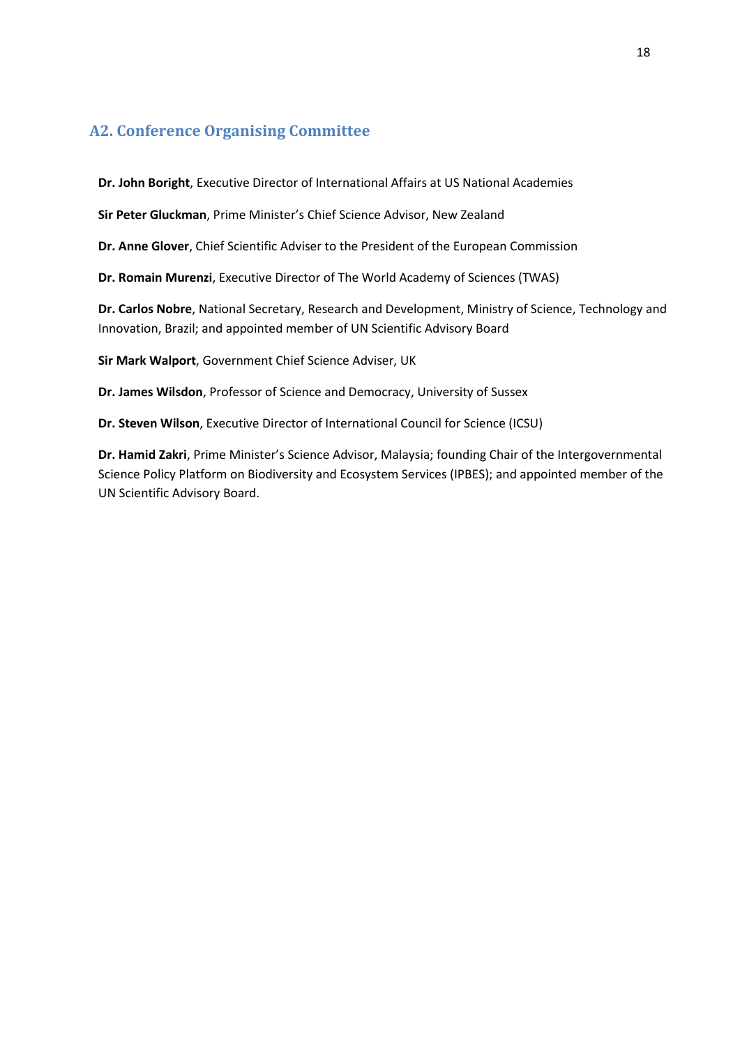## A2. Conference Organising Committee

**Dr. John Boright**, Executive Director of International Affairs at US National Academies

**Sir Peter Gluckman**, Prime Minister's Chief Science Advisor, New Zealand

**Dr. Anne Glover**, Chief Scientific Adviser to the President of the European Commission

**Dr. Romain Murenzi**, Executive Director of The World Academy of Sciences (TWAS)

**Dr. Carlos Nobre**, National Secretary, Research and Development, Ministry of Science, Technology and Innovation, Brazil; and appointed member of UN Scientific Advisory Board

**Sir Mark Walport**, Government Chief Science Adviser, UK

**Dr. James Wilsdon**, Professor of Science and Democracy, University of Sussex

**Dr. Steven Wilson**, Executive Director of International Council for Science (ICSU)

**Dr. Hamid Zakri**, Prime Minister's Science Advisor, Malaysia; founding Chair of the Intergovernmental Science Policy Platform on Biodiversity and Ecosystem Services (IPBES); and appointed member of the UN Scientific Advisory Board.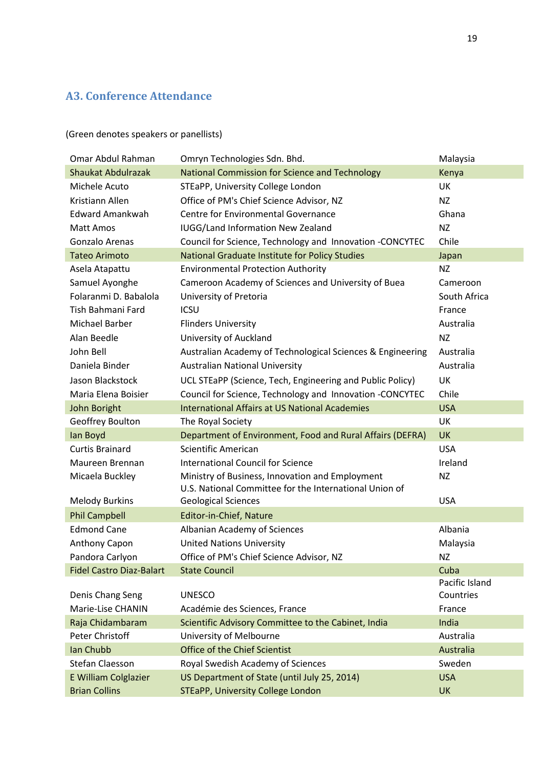## A3. Conference Attendance

(Green denotes speakers or panellists)

| | | |
|---|---|---|
| Omar Abdul Rahman | Omryn Technologies Sdn. Bhd. | Malaysia |
| Shaukat Abdulrazak | National Commission for Science and Technology | Kenya |
| Michele Acuto | STEaPP, University College London | UK |
| Kristiann Allen | Office of PM's Chief Science Advisor, NZ | NZ |
| Edward Amankwah | Centre for Environmental Governance | Ghana |
| Matt Amos | IUGG/Land Information New Zealand | NZ |
| Gonzalo Arenas | Council for Science, Technology and Innovation -CONCYTEC | Chile |
| Tateo Arimoto | National Graduate Institute for Policy Studies | Japan |
| Asela Atapattu | Environmental Protection Authority | NZ |
| Samuel Ayonghe | Cameroon Academy of Sciences and University of Buea | Cameroon |
| Folaranmi D. Babalola | University of Pretoria | South Africa |
| Tish Bahmani Fard | ICSU | France |
| Michael Barber | Flinders University | Australia |
| Alan Beedle | University of Auckland | NZ |
| John Bell | Australian Academy of Technological Sciences & Engineering | Australia |
| Daniela Binder | Australian National University | Australia |
| Jason Blackstock | UCL STEaPP (Science, Tech, Engineering and Public Policy) | UK |
| Maria Elena Boisier | Council for Science, Technology and Innovation -CONCYTEC | Chile |
| John Boright | International Affairs at US National Academies | USA |
| Geoffrey Boulton | The Royal Society | UK |
| Ian Boyd | Department of Environment, Food and Rural Affairs (DEFRA) | UK |
| Curtis Brainard | Scientific American | USA |
| Maureen Brennan | International Council for Science | Ireland |
| Micaela Buckley | Ministry of Business, Innovation and Employment | NZ |
| Melody Burkins | U.S. National Committee for the International Union of Geological Sciences | USA |
| Phil Campbell | Editor-in-Chief, Nature | |
| Edmond Cane | Albanian Academy of Sciences | Albania |
| Anthony Capon | United Nations University | Malaysia |
| Pandora Carlyon | Office of PM's Chief Science Advisor, NZ | NZ |
| Fidel Castro Diaz-Balart | State Council | Cuba |
| Denis Chang Seng | UNESCO | Pacific Island Countries |
| Marie-Lise CHANIN | Académie des Sciences, France | France |
| Raja Chidambaram | Scientific Advisory Committee to the Cabinet, India | India |
| Peter Christoff | University of Melbourne | Australia |
| Ian Chubb | Office of the Chief Scientist | Australia |
| Stefan Claesson | Royal Swedish Academy of Sciences | Sweden |
| E William Colglazier | US Department of State (until July 25, 2014) | USA |
| Brian Collins | STEaPP, University College London | UK |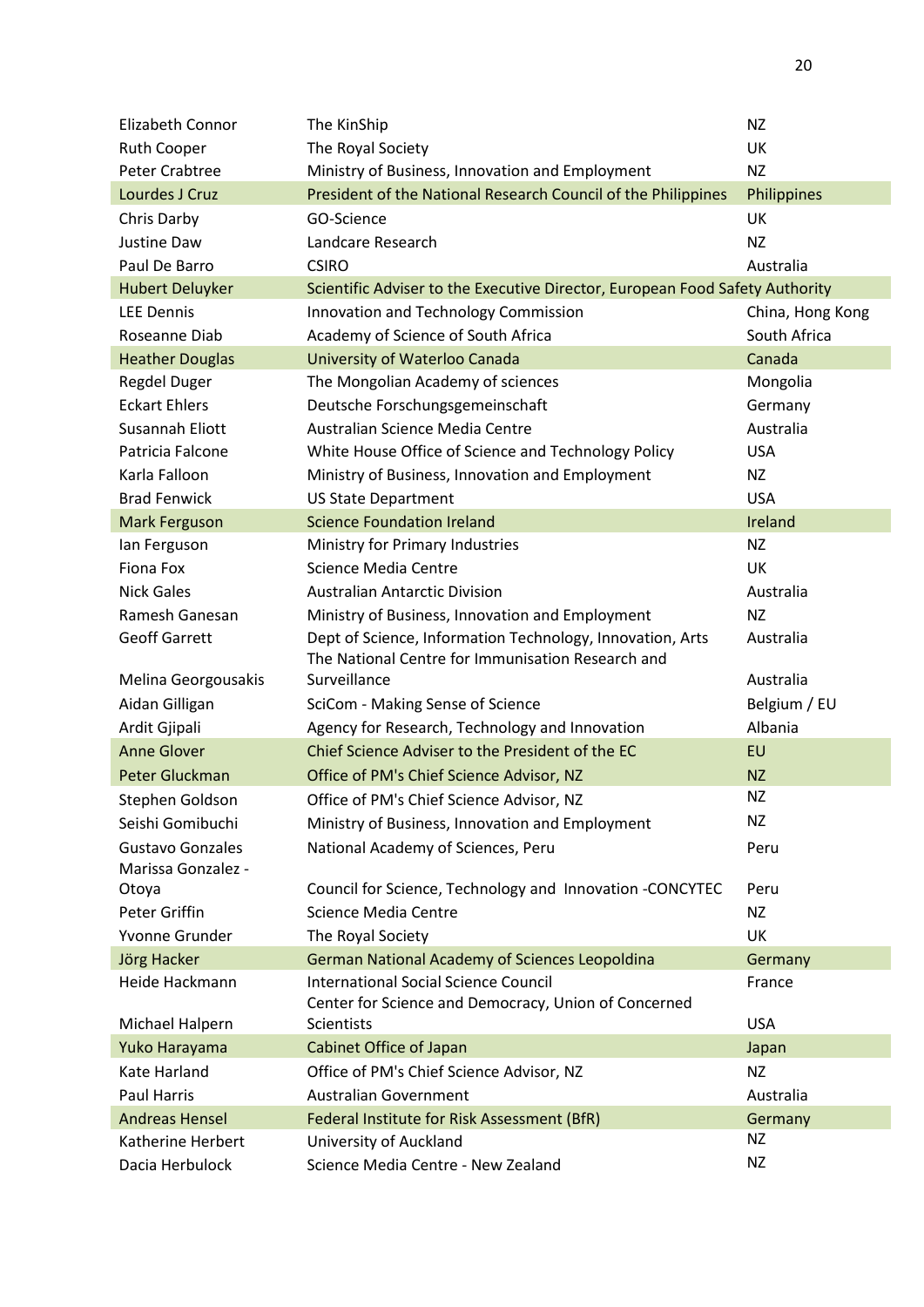| | | |
|---|---|---|
| Elizabeth Connor | The KinShip | NZ |
| Ruth Cooper | The Royal Society | UK |
| Peter Crabtree | Ministry of Business, Innovation and Employment | NZ |
| Lourdes J Cruz | President of the National Research Council of the Philippines | Philippines |
| Chris Darby | GO-Science | UK |
| Justine Daw | Landcare Research | NZ |
| Paul De Barro | CSIRO | Australia |
| Hubert Deluyker | Scientific Adviser to the Executive Director, European Food Safety Authority | |
| LEE Dennis | Innovation and Technology Commission | China, Hong Kong |
| Roseanne Diab | Academy of Science of South Africa | South Africa |
| Heather Douglas | University of Waterloo Canada | Canada |
| Regdel Duger | The Mongolian Academy of sciences | Mongolia |
| Eckart Ehlers | Deutsche Forschungsgemeinschaft | Germany |
| Susannah Eliott | Australian Science Media Centre | Australia |
| Patricia Falcone | White House Office of Science and Technology Policy | USA |
| Karla Falloon | Ministry of Business, Innovation and Employment | NZ |
| Brad Fenwick | US State Department | USA |
| Mark Ferguson | Science Foundation Ireland | Ireland |
| Ian Ferguson | Ministry for Primary Industries | NZ |
| Fiona Fox | Science Media Centre | UK |
| Nick Gales | Australian Antarctic Division | Australia |
| Ramesh Ganesan | Ministry of Business, Innovation and Employment | NZ |
| Geoff Garrett | Dept of Science, Information Technology, Innovation, Arts | Australia |
| Melina Georgousakis | The National Centre for Immunisation Research and Surveillance | Australia |
| Aidan Gilligan | SciCom - Making Sense of Science | Belgium / EU |
| Ardit Gjipali | Agency for Research, Technology and Innovation | Albania |
| Anne Glover | Chief Science Adviser to the President of the EC | EU |
| Peter Gluckman | Office of PM's Chief Science Advisor, NZ | NZ |
| Stephen Goldson | Office of PM's Chief Science Advisor, NZ | NZ |
| Seishi Gomibuchi | Ministry of Business, Innovation and Employment | NZ |
| Gustavo Gonzales | National Academy of Sciences, Peru | Peru |
| Marissa Gonzalez - Otoya | Council for Science, Technology and Innovation -CONCYTEC | Peru |
| Peter Griffin | Science Media Centre | NZ |
| Yvonne Grunder | The Royal Society | UK |
| Jörg Hacker | German National Academy of Sciences Leopoldina | Germany |
| Heide Hackmann | International Social Science Council | France |
| Michael Halpern | Center for Science and Democracy, Union of Concerned Scientists | USA |
| Yuko Harayama | Cabinet Office of Japan | Japan |
| Kate Harland | Office of PM's Chief Science Advisor, NZ | NZ |
| Paul Harris | Australian Government | Australia |
| Andreas Hensel | Federal Institute for Risk Assessment (BfR) | Germany |
| Katherine Herbert | University of Auckland | NZ |
| Dacia Herbulock | Science Media Centre - New Zealand | NZ |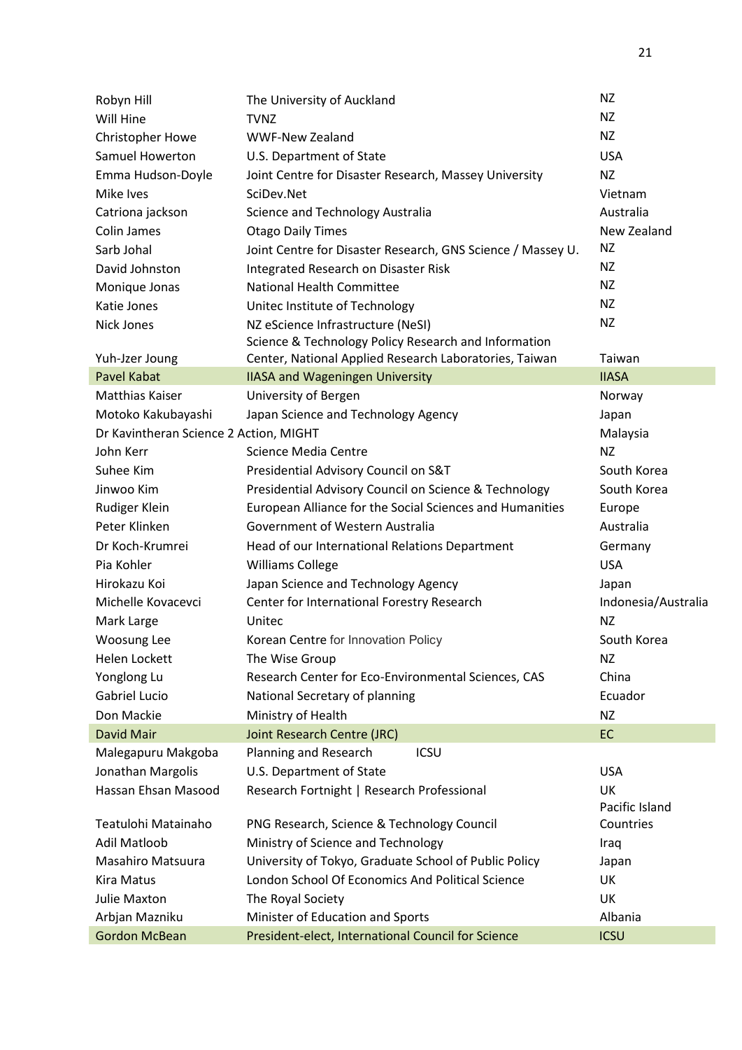| | | |
|---|---|---|
| Robyn Hill | The University of Auckland | NZ |
| Will Hine | TVNZ | NZ |
| Christopher Howe | WWF-New Zealand | NZ |
| Samuel Howerton | U.S. Department of State | USA |
| Emma Hudson-Doyle | Joint Centre for Disaster Research, Massey University | NZ |
| Mike Ives | SciDev.Net | Vietnam |
| Catriona jackson | Science and Technology Australia | Australia |
| Colin James | Otago Daily Times | New Zealand |
| Sarb Johal | Joint Centre for Disaster Research, GNS Science / Massey U. | NZ |
| David Johnston | Integrated Research on Disaster Risk | NZ |
| Monique Jonas | National Health Committee | NZ |
| Katie Jones | Unitec Institute of Technology | NZ |
| Nick Jones | NZ eScience Infrastructure (NeSI) | NZ |
| Yuh-Jzer Joung | Science & Technology Policy Research and Information Center, National Applied Research Laboratories, Taiwan | Taiwan |
| Pavel Kabat | IIASA and Wageningen University | IIASA |
| Matthias Kaiser | University of Bergen | Norway |
| Motoko Kakubayashi | Japan Science and Technology Agency | Japan |
| Dr Kavintheran Science 2 Action, MIGHT | | Malaysia |
| John Kerr | Science Media Centre | NZ |
| Suhee Kim | Presidential Advisory Council on S&T | South Korea |
| Jinwoo Kim | Presidential Advisory Council on Science & Technology | South Korea |
| Rudiger Klein | European Alliance for the Social Sciences and Humanities | Europe |
| Peter Klinken | Government of Western Australia | Australia |
| Dr Koch-Krumrei | Head of our International Relations Department | Germany |
| Pia Kohler | Williams College | USA |
| Hirokazu Koi | Japan Science and Technology Agency | Japan |
| Michelle Kovacevci | Center for International Forestry Research | Indonesia/Australia |
| Mark Large | Unitec | NZ |
| Woosung Lee | Korean Centre for Innovation Policy | South Korea |
| Helen Lockett | The Wise Group | NZ |
| Yonglong Lu | Research Center for Eco-Environmental Sciences, CAS | China |
| Gabriel Lucio | National Secretary of planning | Ecuador |
| Don Mackie | Ministry of Health | NZ |
| David Mair | Joint Research Centre (JRC) | EC |
| Malegapuru Makgoba | Planning and Research ICSU | |
| Jonathan Margolis | U.S. Department of State | USA |
| Hassan Ehsan Masood | Research Fortnight \| Research Professional | UK |
| Teatulohi Matainaho | PNG Research, Science & Technology Council | Pacific Island Countries |
| Adil Matloob | Ministry of Science and Technology | Iraq |
| Masahiro Matsuura | University of Tokyo, Graduate School of Public Policy | Japan |
| Kira Matus | London School Of Economics And Political Science | UK |
| Julie Maxton | The Royal Society | UK |
| Arbjan Mazniku | Minister of Education and Sports | Albania |
| Gordon McBean | President-elect, International Council for Science | ICSU |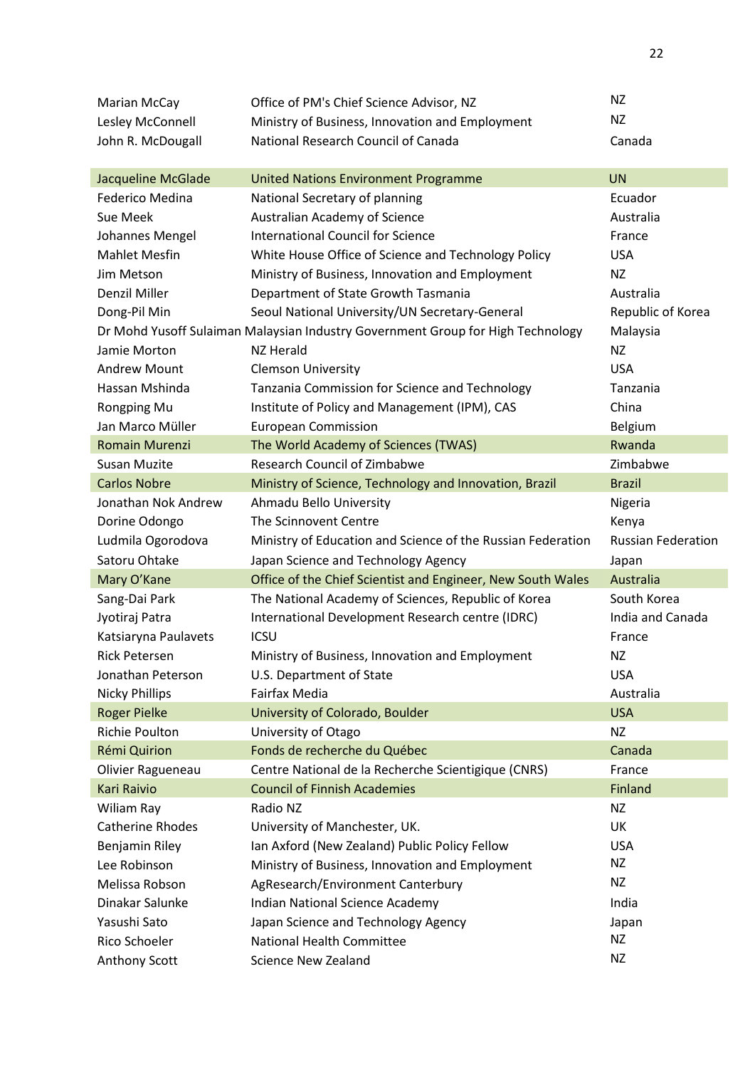| | | |
|---|---|---|
| Marian McCay | Office of PM's Chief Science Advisor, NZ | NZ |
| Lesley McConnell | Ministry of Business, Innovation and Employment | NZ |
| John R. McDougall | National Research Council of Canada | Canada |
| Jacqueline McGlade | United Nations Environment Programme | UN |
| Federico Medina | National Secretary of planning | Ecuador |
| Sue Meek | Australian Academy of Science | Australia |
| Johannes Mengel | International Council for Science | France |
| Mahlet Mesfin | White House Office of Science and Technology Policy | USA |
| Jim Metson | Ministry of Business, Innovation and Employment | NZ |
| Denzil Miller | Department of State Growth Tasmania | Australia |
| Dong-Pil Min | Seoul National University/UN Secretary-General | Republic of Korea |
| Dr Mohd Yusoff Sulaiman | Malaysian Industry Government Group for High Technology | Malaysia |
| Jamie Morton | NZ Herald | NZ |
| Andrew Mount | Clemson University | USA |
| Hassan Mshinda | Tanzania Commission for Science and Technology | Tanzania |
| Rongping Mu | Institute of Policy and Management (IPM), CAS | China |
| Jan Marco Müller | European Commission | Belgium |
| Romain Murenzi | The World Academy of Sciences (TWAS) | Rwanda |
| Susan Muzite | Research Council of Zimbabwe | Zimbabwe |
| Carlos Nobre | Ministry of Science, Technology and Innovation, Brazil | Brazil |
| Jonathan Nok Andrew | Ahmadu Bello University | Nigeria |
| Dorine Odongo | The Scinnovent Centre | Kenya |
| Ludmila Ogorodova | Ministry of Education and Science of the Russian Federation | Russian Federation |
| Satoru Ohtake | Japan Science and Technology Agency | Japan |
| Mary O'Kane | Office of the Chief Scientist and Engineer, New South Wales | Australia |
| Sang-Dai Park | The National Academy of Sciences, Republic of Korea | South Korea |
| Jyotiraj Patra | International Development Research centre (IDRC) | India and Canada |
| Katsiaryna Paulavets | ICSU | France |
| Rick Petersen | Ministry of Business, Innovation and Employment | NZ |
| Jonathan Peterson | U.S. Department of State | USA |
| Nicky Phillips | Fairfax Media | Australia |
| Roger Pielke | University of Colorado, Boulder | USA |
| Richie Poulton | University of Otago | NZ |
| Rémi Quirion | Fonds de recherche du Québec | Canada |
| Olivier Ragueneau | Centre National de la Recherche Scientigique (CNRS) | France |
| Kari Raivio | Council of Finnish Academies | Finland |
| Wiliam Ray | Radio NZ | NZ |
| Catherine Rhodes | University of Manchester, UK. | UK |
| Benjamin Riley | Ian Axford (New Zealand) Public Policy Fellow | USA |
| Lee Robinson | Ministry of Business, Innovation and Employment | NZ |
| Melissa Robson | AgResearch/Environment Canterbury | NZ |
| Dinakar Salunke | Indian National Science Academy | India |
| Yasushi Sato | Japan Science and Technology Agency | Japan |
| Rico Schoeler | National Health Committee | NZ |
| Anthony Scott | Science New Zealand | NZ |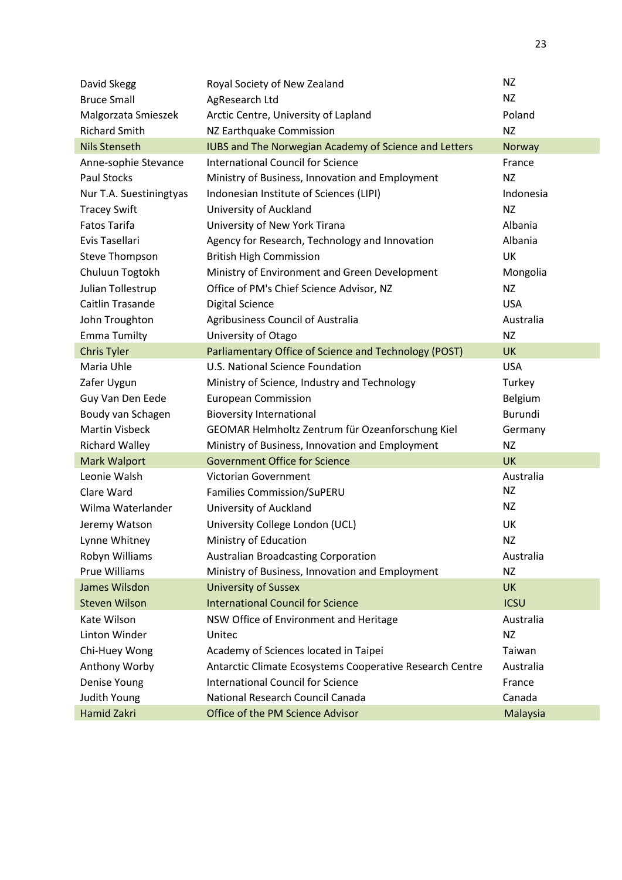| | | |
|---|---|---|
| David Skegg | Royal Society of New Zealand | NZ |
| Bruce Small | AgResearch Ltd | NZ |
| Malgorzata Smieszek | Arctic Centre, University of Lapland | Poland |
| Richard Smith | NZ Earthquake Commission | NZ |
| Nils Stenseth | IUBS and The Norwegian Academy of Science and Letters | Norway |
| Anne-sophie Stevance | International Council for Science | France |
| Paul Stocks | Ministry of Business, Innovation and Employment | NZ |
| Nur T.A. Suestiningtyas | Indonesian Institute of Sciences (LIPI) | Indonesia |
| Tracey Swift | University of Auckland | NZ |
| Fatos Tarifa | University of New York Tirana | Albania |
| Evis Tasellari | Agency for Research, Technology and Innovation | Albania |
| Steve Thompson | British High Commission | UK |
| Chuluun Togtokh | Ministry of Environment and Green Development | Mongolia |
| Julian Tollestrup | Office of PM's Chief Science Advisor, NZ | NZ |
| Caitlin Trasande | Digital Science | USA |
| John Troughton | Agribusiness Council of Australia | Australia |
| Emma Tumilty | University of Otago | NZ |
| Chris Tyler | Parliamentary Office of Science and Technology (POST) | UK |
| Maria Uhle | U.S. National Science Foundation | USA |
| Zafer Uygun | Ministry of Science, Industry and Technology | Turkey |
| Guy Van Den Eede | European Commission | Belgium |
| Boudy van Schagen | Bioversity International | Burundi |
| Martin Visbeck | GEOMAR Helmholtz Zentrum für Ozeanforschung Kiel | Germany |
| Richard Walley | Ministry of Business, Innovation and Employment | NZ |
| Mark Walport | Government Office for Science | UK |
| Leonie Walsh | Victorian Government | Australia |
| Clare Ward | Families Commission/SuPERU | NZ |
| Wilma Waterlander | University of Auckland | NZ |
| Jeremy Watson | University College London (UCL) | UK |
| Lynne Whitney | Ministry of Education | NZ |
| Robyn Williams | Australian Broadcasting Corporation | Australia |
| Prue Williams | Ministry of Business, Innovation and Employment | NZ |
| James Wilsdon | University of Sussex | UK |
| Steven Wilson | International Council for Science | ICSU |
| Kate Wilson | NSW Office of Environment and Heritage | Australia |
| Linton Winder | Unitec | NZ |
| Chi-Huey Wong | Academy of Sciences located in Taipei | Taiwan |
| Anthony Worby | Antarctic Climate Ecosystems Cooperative Research Centre | Australia |
| Denise Young | International Council for Science | France |
| Judith Young | National Research Council Canada | Canada |
| Hamid Zakri | Office of the PM Science Advisor | Malaysia |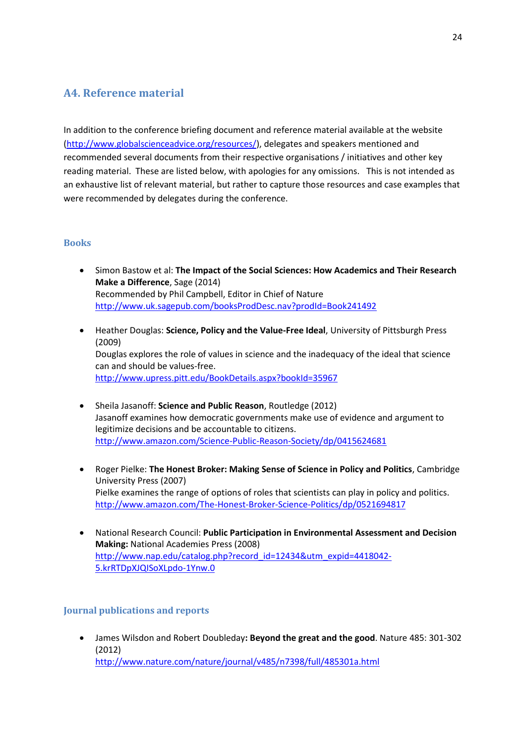## A4. Reference material

In addition to the conference briefing document and reference material available at the website (http://www.globalscienceadvice.org/resources/), delegates and speakers mentioned and recommended several documents from their respective organisations / initiatives and other key reading material. These are listed below, with apologies for any omissions. This is not intended as an exhaustive list of relevant material, but rather to capture those resources and case examples that were recommended by delegates during the conference.

### Books

- Simon Bastow et al: **The Impact of the Social Sciences: How Academics and Their Research Make a Difference**, Sage (2014)
  Recommended by Phil Campbell, Editor in Chief of Nature
  http://www.uk.sagepub.com/booksProdDesc.nav?prodId=Book241492

- Heather Douglas: **Science, Policy and the Value-Free Ideal**, University of Pittsburgh Press (2009)
  Douglas explores the role of values in science and the inadequacy of the ideal that science can and should be values-free.
  http://www.upress.pitt.edu/BookDetails.aspx?bookId=35967

- Sheila Jasanoff: **Science and Public Reason**, Routledge (2012)
  Jasanoff examines how democratic governments make use of evidence and argument to legitimize decisions and be accountable to citizens.
  http://www.amazon.com/Science-Public-Reason-Society/dp/0415624681

- Roger Pielke: **The Honest Broker: Making Sense of Science in Policy and Politics**, Cambridge University Press (2007)
  Pielke examines the range of options of roles that scientists can play in policy and politics.
  http://www.amazon.com/The-Honest-Broker-Science-Politics/dp/0521694817

- National Research Council: **Public Participation in Environmental Assessment and Decision Making:** National Academies Press (2008)
  http://www.nap.edu/catalog.php?record_id=12434&utm_expid=4418042-5.krRTDpXJQISoXLpdo-1Ynw.0

### Journal publications and reports

- James Wilsdon and Robert Doubleday**: Beyond the great and the good**. Nature 485: 301-302 (2012)
  http://www.nature.com/nature/journal/v485/n7398/full/485301a.html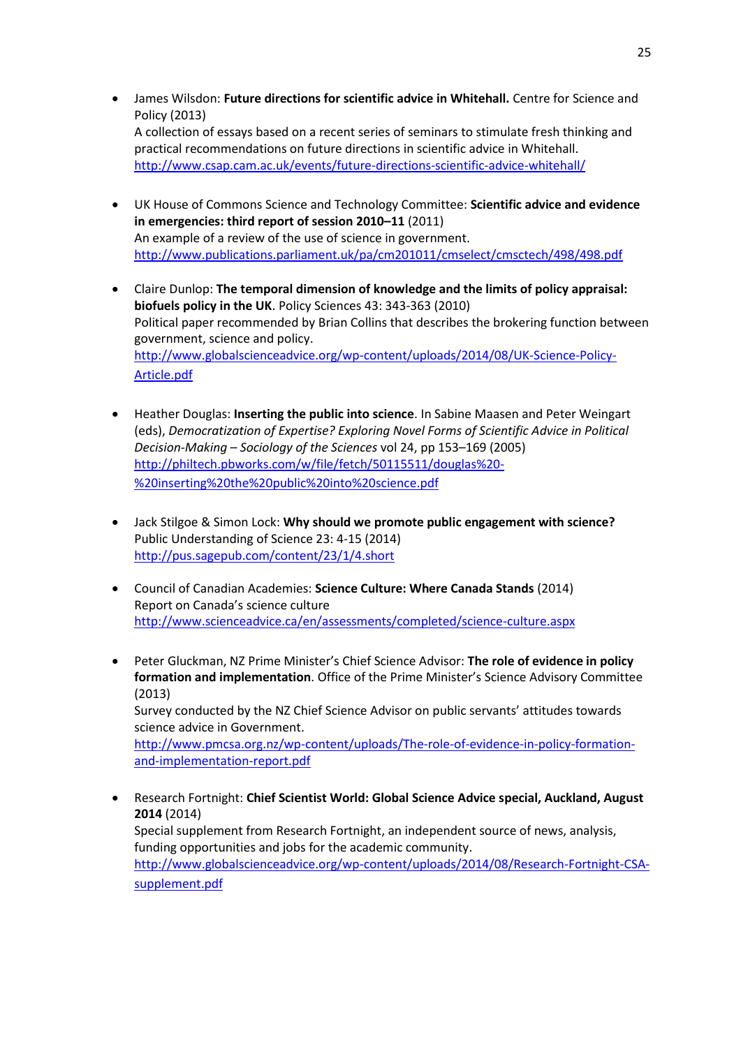- James Wilsdon: **Future directions for scientific advice in Whitehall.** Centre for Science and Policy (2013)
  A collection of essays based on a recent series of seminars to stimulate fresh thinking and practical recommendations on future directions in scientific advice in Whitehall.
  http://www.csap.cam.ac.uk/events/future-directions-scientific-advice-whitehall/

- UK House of Commons Science and Technology Committee: **Scientific advice and evidence in emergencies: third report of session 2010–11** (2011)
  An example of a review of the use of science in government.
  http://www.publications.parliament.uk/pa/cm201011/cmselect/cmsctech/498/498.pdf

- Claire Dunlop: **The temporal dimension of knowledge and the limits of policy appraisal: biofuels policy in the UK**. Policy Sciences 43: 343-363 (2010)
  Political paper recommended by Brian Collins that describes the brokering function between government, science and policy.
  http://www.globalscienceadvice.org/wp-content/uploads/2014/08/UK-Science-Policy-Article.pdf

- Heather Douglas: **Inserting the public into science**. In Sabine Maasen and Peter Weingart (eds), *Democratization of Expertise? Exploring Novel Forms of Scientific Advice in Political Decision-Making – Sociology of the Sciences* vol 24, pp 153–169 (2005)
  http://philtech.pbworks.com/w/file/fetch/50115511/douglas%20-%20inserting%20the%20public%20into%20science.pdf

- Jack Stilgoe & Simon Lock: **Why should we promote public engagement with science?** Public Understanding of Science 23: 4-15 (2014)
  http://pus.sagepub.com/content/23/1/4.short

- Council of Canadian Academies: **Science Culture: Where Canada Stands** (2014)
  Report on Canada's science culture
  http://www.scienceadvice.ca/en/assessments/completed/science-culture.aspx

- Peter Gluckman, NZ Prime Minister's Chief Science Advisor: **The role of evidence in policy formation and implementation**. Office of the Prime Minister's Science Advisory Committee (2013)
  Survey conducted by the NZ Chief Science Advisor on public servants' attitudes towards science advice in Government.
  http://www.pmcsa.org.nz/wp-content/uploads/The-role-of-evidence-in-policy-formation-and-implementation-report.pdf

- Research Fortnight: **Chief Scientist World: Global Science Advice special, Auckland, August 2014** (2014)
  Special supplement from Research Fortnight, an independent source of news, analysis, funding opportunities and jobs for the academic community.
  http://www.globalscienceadvice.org/wp-content/uploads/2014/08/Research-Fortnight-CSA-supplement.pdf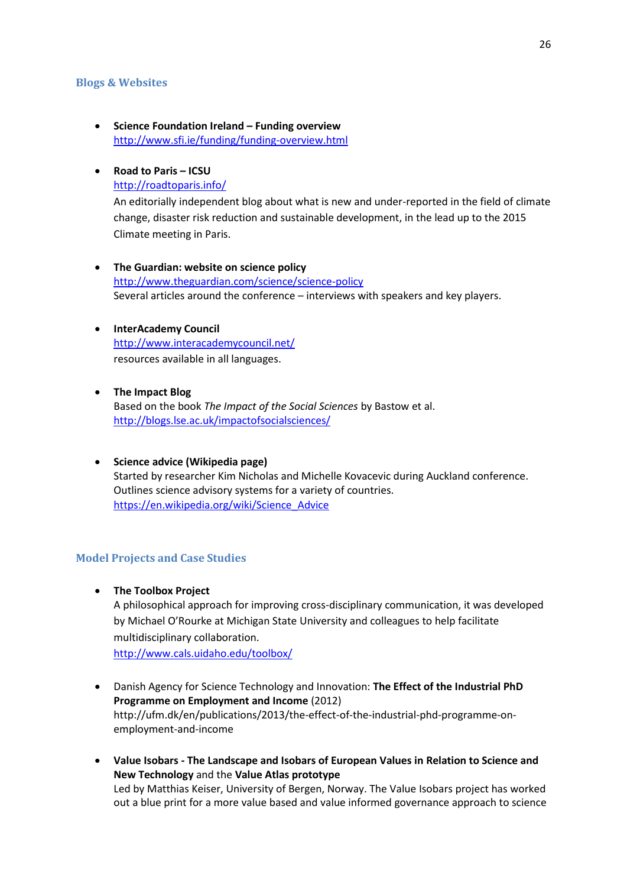## Blogs & Websites

- **Science Foundation Ireland – Funding overview**
  http://www.sfi.ie/funding/funding-overview.html

- **Road to Paris – ICSU**
  http://roadtoparis.info/
  An editorially independent blog about what is new and under-reported in the field of climate change, disaster risk reduction and sustainable development, in the lead up to the 2015 Climate meeting in Paris.

- **The Guardian: website on science policy**
  http://www.theguardian.com/science/science-policy
  Several articles around the conference – interviews with speakers and key players.

- **InterAcademy Council**
  http://www.interacademycouncil.net/
  resources available in all languages.

- **The Impact Blog**
  Based on the book *The Impact of the Social Sciences* by Bastow et al.
  http://blogs.lse.ac.uk/impactofsocialsciences/

- **Science advice (Wikipedia page)**
  Started by researcher Kim Nicholas and Michelle Kovacevic during Auckland conference. Outlines science advisory systems for a variety of countries.
  https://en.wikipedia.org/wiki/Science_Advice

## Model Projects and Case Studies

- **The Toolbox Project**
  A philosophical approach for improving cross-disciplinary communication, it was developed by Michael O'Rourke at Michigan State University and colleagues to help facilitate multidisciplinary collaboration.
  http://www.cals.uidaho.edu/toolbox/

- Danish Agency for Science Technology and Innovation: **The Effect of the Industrial PhD Programme on Employment and Income** (2012)
  http://ufm.dk/en/publications/2013/the-effect-of-the-industrial-phd-programme-on-employment-and-income

- **Value Isobars - The Landscape and Isobars of European Values in Relation to Science and New Technology** and the **Value Atlas prototype**
  Led by Matthias Keiser, University of Bergen, Norway. The Value Isobars project has worked out a blue print for a more value based and value informed governance approach to science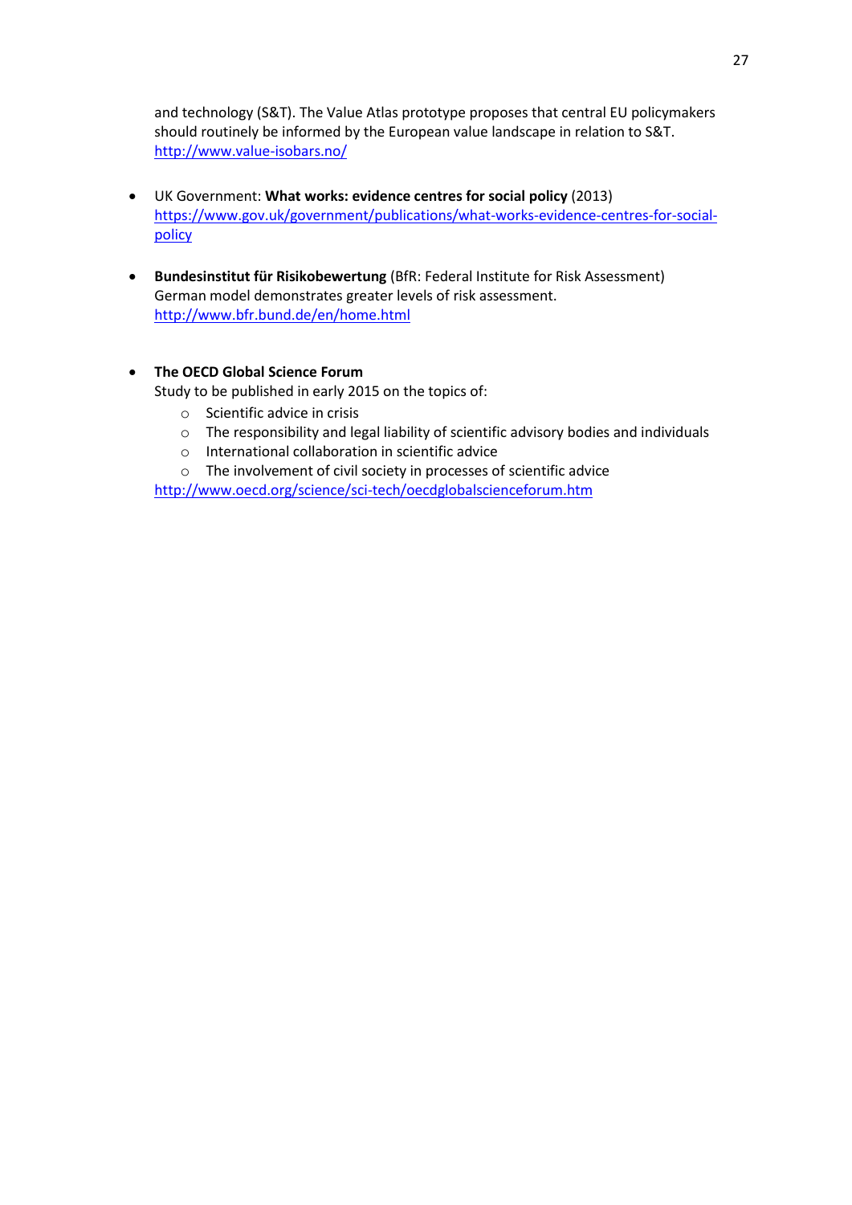and technology (S&T). The Value Atlas prototype proposes that central EU policymakers should routinely be informed by the European value landscape in relation to S&T.
http://www.value-isobars.no/

- UK Government: **What works: evidence centres for social policy** (2013)
  https://www.gov.uk/government/publications/what-works-evidence-centres-for-social-policy

- **Bundesinstitut für Risikobewertung** (BfR: Federal Institute for Risk Assessment)
  German model demonstrates greater levels of risk assessment.
  http://www.bfr.bund.de/en/home.html

- **The OECD Global Science Forum**
  Study to be published in early 2015 on the topics of:
  - Scientific advice in crisis
  - The responsibility and legal liability of scientific advisory bodies and individuals
  - International collaboration in scientific advice
  - The involvement of civil society in processes of scientific advice

  http://www.oecd.org/science/sci-tech/oecdglobalscienceforum.htm